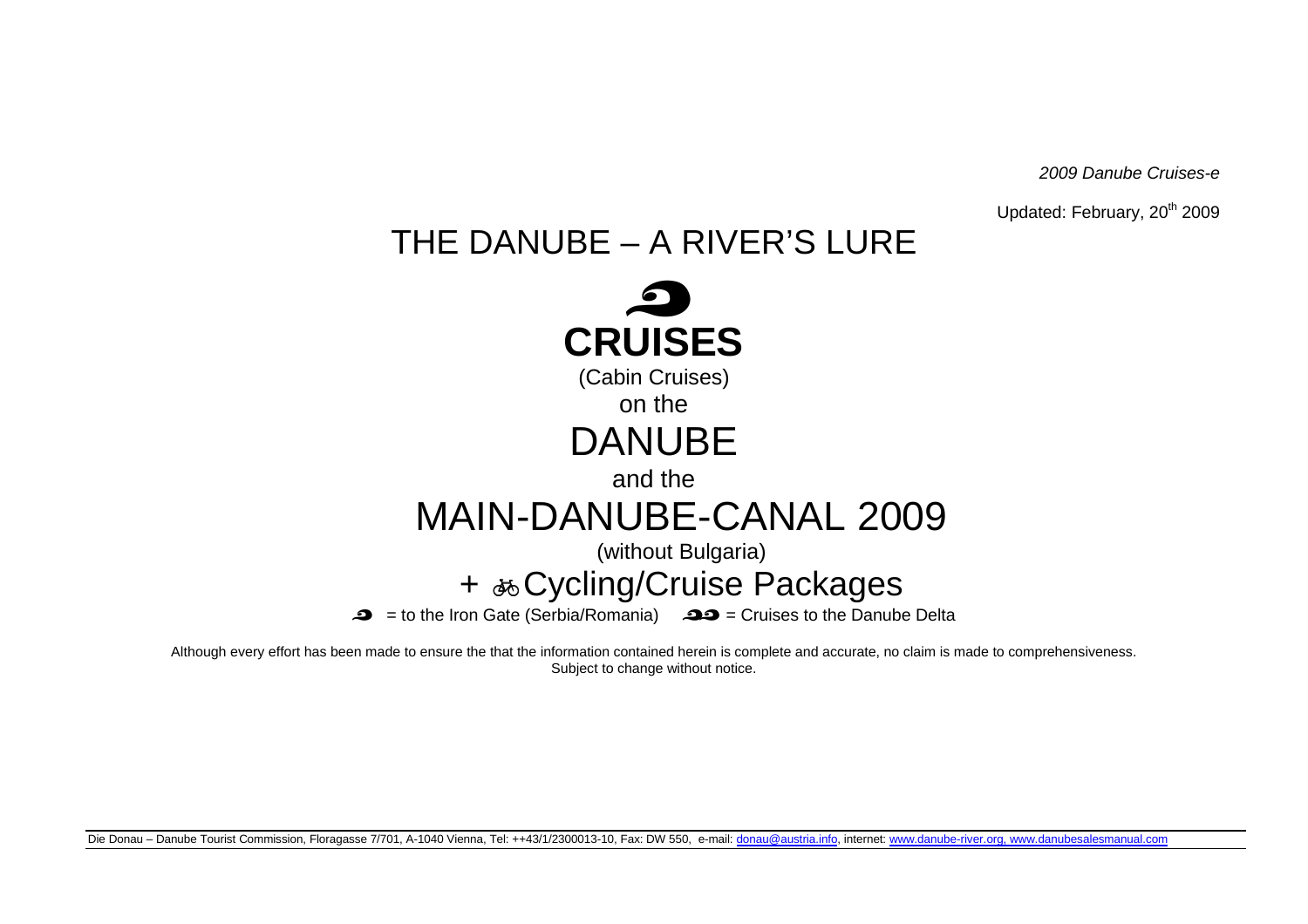*2009 Danube Cruises-e*

Updated: February, 20th 2009

# THE DANUBE – A RIVER'S LURE

# CRUISES

(Cabin Cruises)

on the

# DANUBE

and the

# MAIN-DANUBE-CANAL 2009

(without Bulgaria)

## + Cycling/Cruise Packages

= to the Iron Gate (Serbia/Romania) = Cruises to the Danube Delta

Although every effort has been made to ensure the that the information contained herein is complete and accurate, no claim is made to comprehensiveness.
Subject to change without notice.

Die Donau – Danube Tourist Commission, Floragasse 7/701, A-1040 Vienna, Tel: ++43/1/2300013-10, Fax: DW 550, e-mail: donau@austria.info, internet: www.danube-river.org, www.danubesalesmanual.com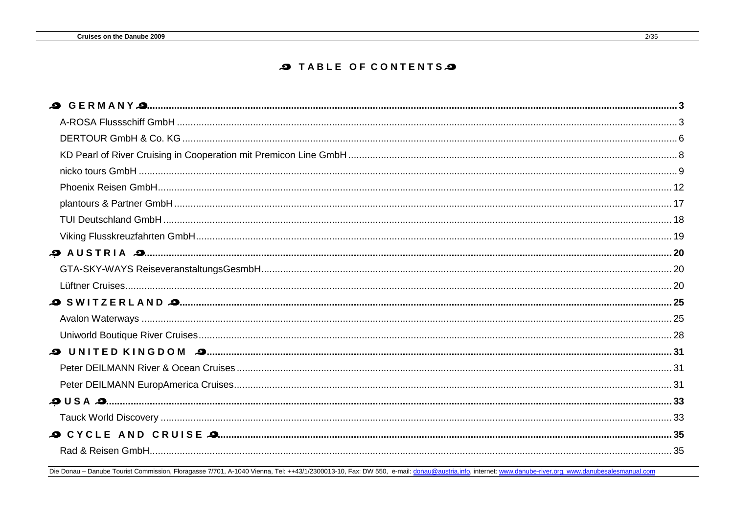# TABLE OF CONTENTS

**GERMANY** ........ 3

A-ROSA Flussschiff GmbH ........ 3

DERTOUR GmbH & Co. KG ........ 6

KD Pearl of River Cruising in Cooperation mit Premicon Line GmbH ........ 8

nicko tours GmbH ........ 9

Phoenix Reisen GmbH ........ 12

plantours & Partner GmbH ........ 17

TUI Deutschland GmbH ........ 18

Viking Flusskreuzfahrten GmbH ........ 19

**AUSTRIA** ........ 20

GTA-SKY-WAYS ReiseveranstaltungsGesmbH ........ 20

Lüftner Cruises ........ 20

**SWITZERLAND** ........ 25

Avalon Waterways ........ 25

Uniworld Boutique River Cruises ........ 28

**UNITED KINGDOM** ........ 31

Peter DEILMANN River & Ocean Cruises ........ 31

Peter DEILMANN EuropAmerica Cruises ........ 31

**USA** ........ 33

Tauck World Discovery ........ 33

**CYCLE AND CRUISE** ........ 35

Rad & Reisen GmbH ........ 35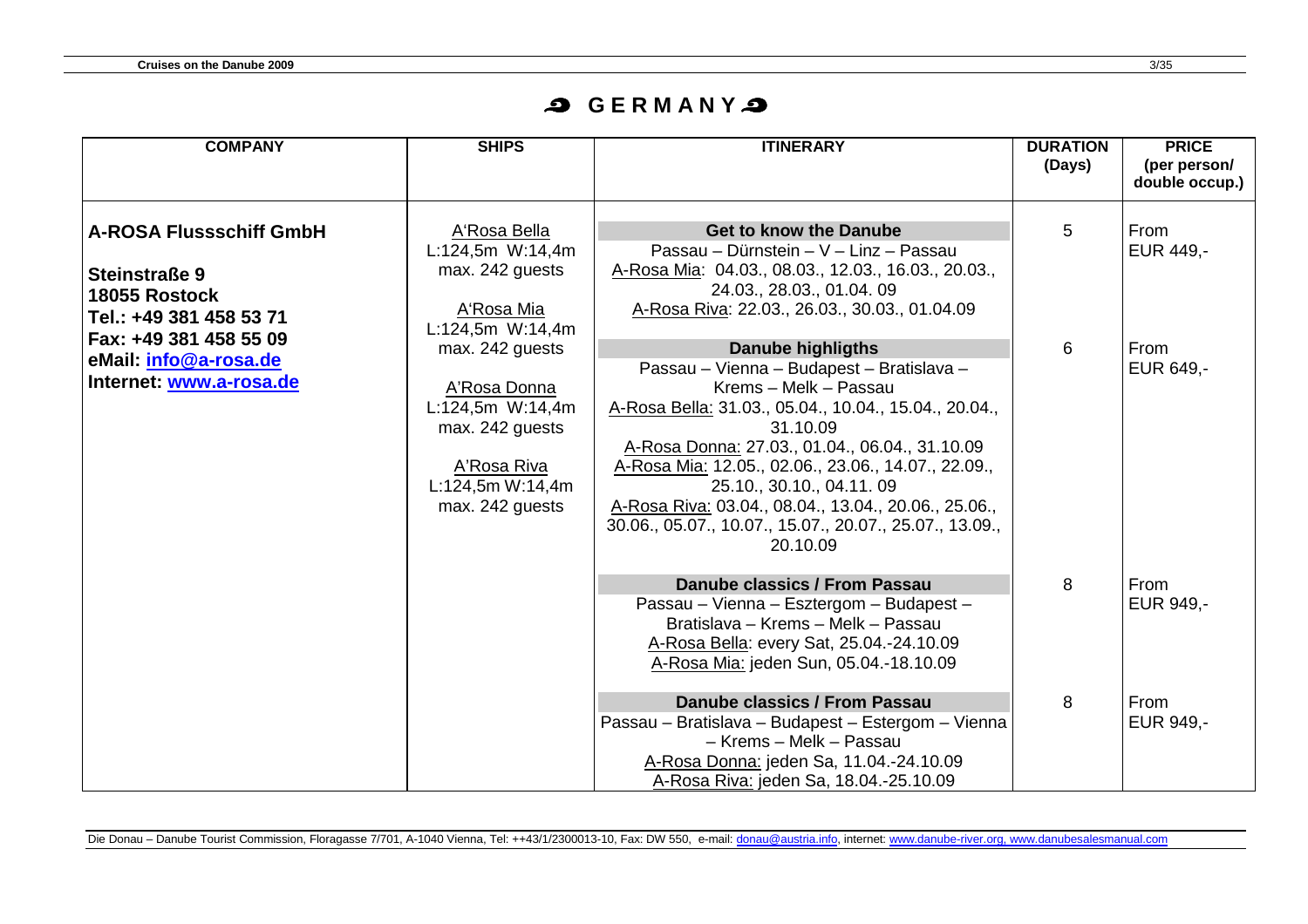# GERMANY

| COMPANY | SHIPS | ITINERARY | DURATION (Days) | PRICE (per person/ double occup.) |
|---|---|---|---|---|
| **A-ROSA Flussschiff GmbH**<br><br>**Steinstraße 9**<br>**18055 Rostock**<br>**Tel.: +49 381 458 53 71**<br>**Fax: +49 381 458 55 09**<br>**eMail: info@a-rosa.de**<br>**Internet: www.a-rosa.de** | A'Rosa Bella<br>L:124,5m W:14,4m<br>max. 242 guests<br><br>A'Rosa Mia<br>L:124,5m W:14,4m<br>max. 242 guests<br><br>A'Rosa Donna<br>L:124,5m W:14,4m<br>max. 242 guests<br><br>A'Rosa Riva<br>L:124,5m W:14,4m<br>max. 242 guests | **Get to know the Danube**<br>Passau – Dürnstein – V – Linz – Passau<br>A-Rosa Mia: 04.03., 08.03., 12.03., 16.03., 20.03., 24.03., 28.03., 01.04. 09<br>A-Rosa Riva: 22.03., 26.03., 30.03., 01.04.09 | 5 | From EUR 449,- |
| | | **Danube highligths**<br>Passau – Vienna – Budapest – Bratislava – Krems – Melk – Passau<br>A-Rosa Bella: 31.03., 05.04., 10.04., 15.04., 20.04., 31.10.09<br>A-Rosa Donna: 27.03., 01.04., 06.04., 31.10.09<br>A-Rosa Mia: 12.05., 02.06., 23.06., 14.07., 22.09., 25.10., 30.10., 04.11. 09<br>A-Rosa Riva: 03.04., 08.04., 13.04., 20.06., 25.06., 30.06., 05.07., 10.07., 15.07., 20.07., 25.07., 13.09., 20.10.09 | 6 | From EUR 649,- |
| | | **Danube classics / From Passau**<br>Passau – Vienna – Esztergom – Budapest – Bratislava – Krems – Melk – Passau<br>A-Rosa Bella: every Sat, 25.04.-24.10.09<br>A-Rosa Mia: jeden Sun, 05.04.-18.10.09 | 8 | From EUR 949,- |
| | | **Danube classics / From Passau**<br>Passau – Bratislava – Budapest – Estergom – Vienna – Krems – Melk – Passau<br>A-Rosa Donna: jeden Sa, 11.04.-24.10.09<br>A-Rosa Riva: jeden Sa, 18.04.-25.10.09 | 8 | From EUR 949,- |

Die Donau – Danube Tourist Commission, Floragasse 7/701, A-1040 Vienna, Tel: ++43/1/2300013-10, Fax: DW 550, e-mail: donau@austria.info, internet: www.danube-river.org, www.danubesalesmanual.com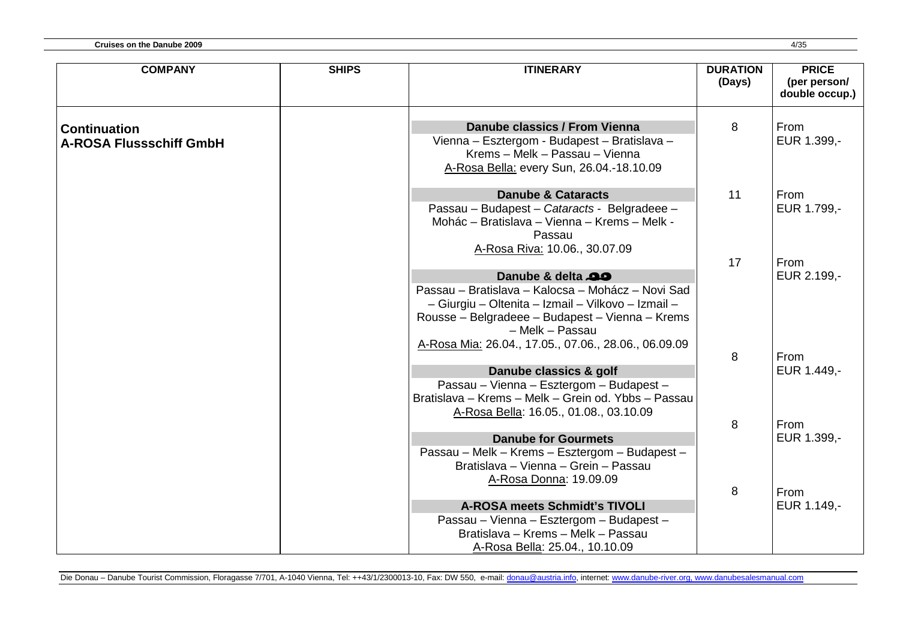| COMPANY | SHIPS | ITINERARY | DURATION (Days) | PRICE (per person/ double occup.) |
|---|---|---|---|---|
| **Continuation A-ROSA Flussschiff GmbH** | | **Danube classics / From Vienna** Vienna – Esztergom - Budapest – Bratislava – Krems – Melk – Passau – Vienna A-Rosa Bella: every Sun, 26.04.-18.10.09 | 8 | From EUR 1.399,- |
| | | **Danube & Cataracts** Passau – Budapest – *Cataracts* - Belgradeee – Mohác – Bratislava – Vienna – Krems – Melk - Passau A-Rosa Riva: 10.06., 30.07.09 | 11 | From EUR 1.799,- |
| | | **Danube & delta** Passau – Bratislava – Kalocsa – Mohácz – Novi Sad – Giurgiu – Oltenita – Izmail – Vilkovo – Izmail – Rousse – Belgradeee – Budapest – Vienna – Krems – Melk – Passau A-Rosa Mia: 26.04., 17.05., 07.06., 28.06., 06.09.09 | 17 | From EUR 2.199,- |
| | | **Danube classics & golf** Passau – Vienna – Esztergom – Budapest – Bratislava – Krems – Melk – Grein od. Ybbs – Passau A-Rosa Bella: 16.05., 01.08., 03.10.09 | 8 | From EUR 1.449,- |
| | | **Danube for Gourmets** Passau – Melk – Krems – Esztergom – Budapest – Bratislava – Vienna – Grein – Passau A-Rosa Donna: 19.09.09 | 8 | From EUR 1.399,- |
| | | **A-ROSA meets Schmidt's TIVOLI** Passau – Vienna – Esztergom – Budapest – Bratislava – Krems – Melk – Passau A-Rosa Bella: 25.04., 10.10.09 | 8 | From EUR 1.149,- |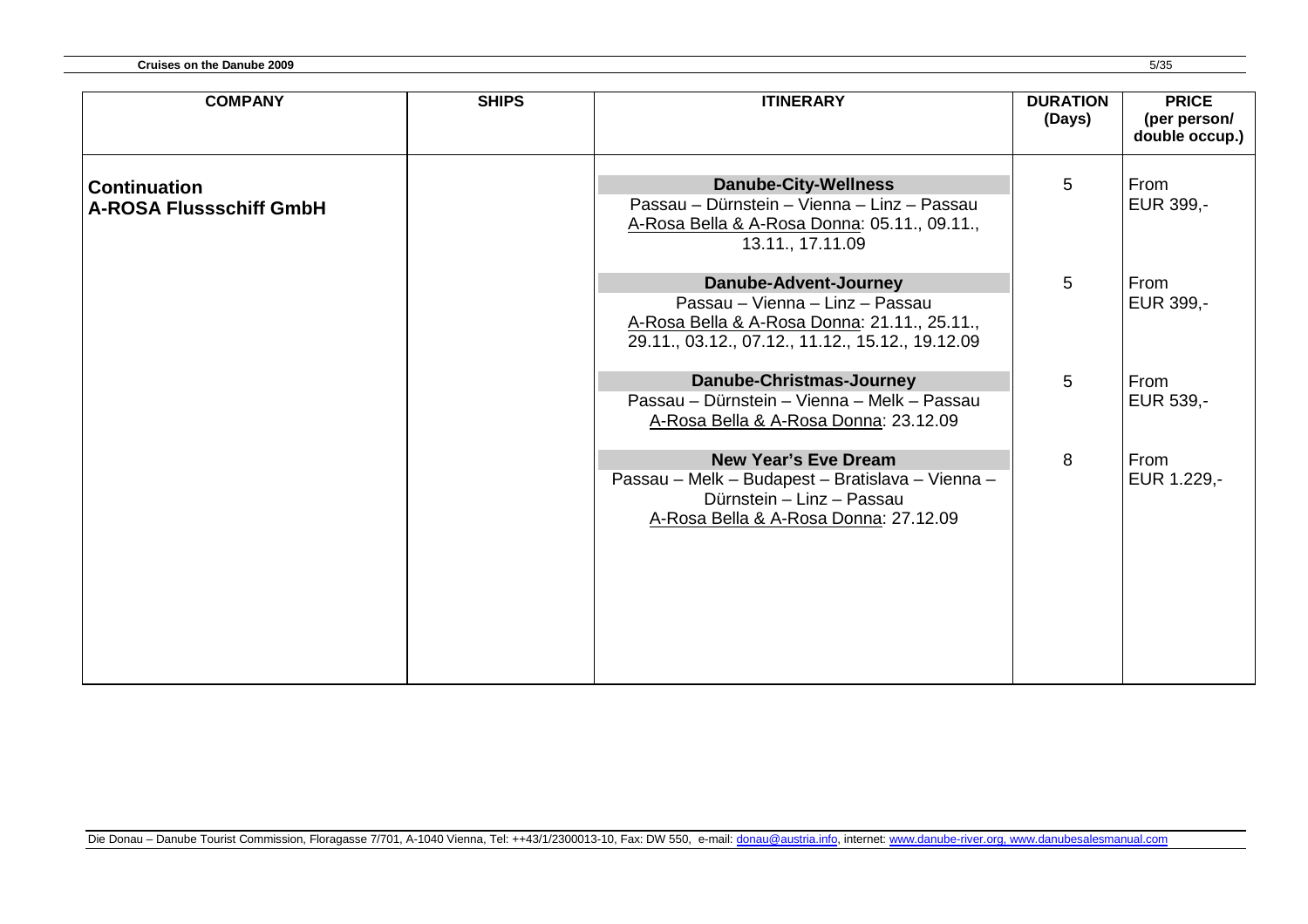| COMPANY | SHIPS | ITINERARY | DURATION (Days) | PRICE (per person/ double occup.) |
|---|---|---|---|---|
| **Continuation A-ROSA Flussschiff GmbH** | | **Danube-City-Wellness**<br>Passau – Dürnstein – Vienna – Linz – Passau<br>A-Rosa Bella & A-Rosa Donna: 05.11., 09.11., 13.11., 17.11.09 | 5 | From EUR 399,- |
| | | **Danube-Advent-Journey**<br>Passau – Vienna – Linz – Passau<br>A-Rosa Bella & A-Rosa Donna: 21.11., 25.11., 29.11., 03.12., 07.12., 11.12., 15.12., 19.12.09 | 5 | From EUR 399,- |
| | | **Danube-Christmas-Journey**<br>Passau – Dürnstein – Vienna – Melk – Passau<br>A-Rosa Bella & A-Rosa Donna: 23.12.09 | 5 | From EUR 539,- |
| | | **New Year's Eve Dream**<br>Passau – Melk – Budapest – Bratislava – Vienna – Dürnstein – Linz – Passau<br>A-Rosa Bella & A-Rosa Donna: 27.12.09 | 8 | From EUR 1.229,- |

Die Donau – Danube Tourist Commission, Floragasse 7/701, A-1040 Vienna, Tel: ++43/1/2300013-10, Fax: DW 550, e-mail: donau@austria.info, internet: www.danube-river.org, www.danubesalesmanual.com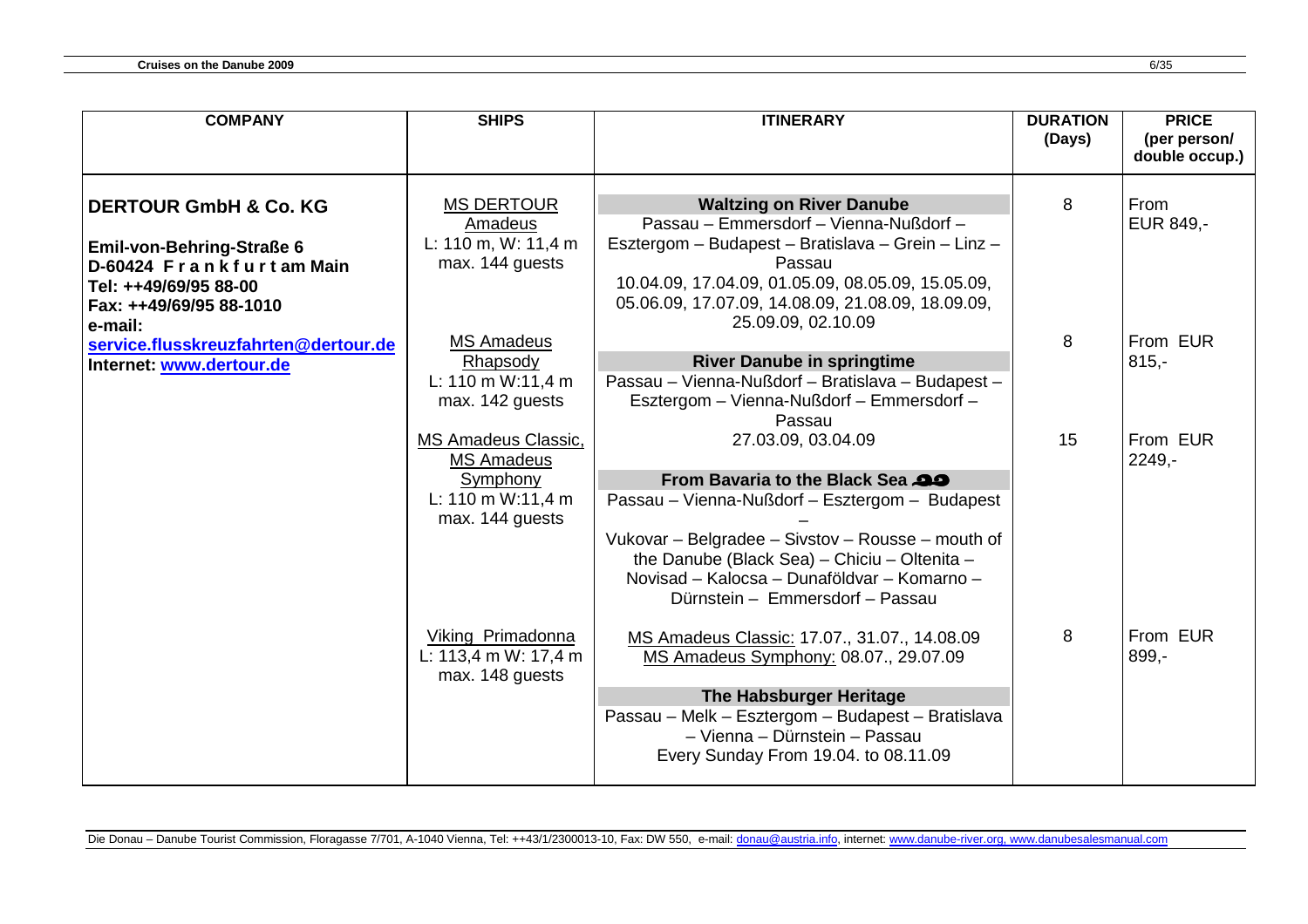| COMPANY | SHIPS | ITINERARY | DURATION (Days) | PRICE (per person/ double occup.) |
|---|---|---|---|---|
| **DERTOUR GmbH & Co. KG**<br><br>**Emil-von-Behring-Straße 6**<br>**D-60424 Frankfurt am Main**<br>**Tel: ++49/69/95 88-00**<br>**Fax: ++49/69/95 88-1010**<br>**e-mail: service.flusskreuzfahrten@dertour.de**<br>**Internet: www.dertour.de** | MS DERTOUR Amadeus<br>L: 110 m, W: 11,4 m<br>max. 144 guests | **Waltzing on River Danube**<br>Passau – Emmersdorf – Vienna-Nußdorf – Esztergom – Budapest – Bratislava – Grein – Linz – Passau<br>10.04.09, 17.04.09, 01.05.09, 08.05.09, 15.05.09, 05.06.09, 17.07.09, 14.08.09, 21.08.09, 18.09.09, 25.09.09, 02.10.09 | 8 | From EUR 849,- |
| | MS Amadeus Rhapsody<br>L: 110 m W:11,4 m<br>max. 142 guests | **River Danube in springtime**<br>Passau – Vienna-Nußdorf – Bratislava – Budapest – Esztergom – Vienna-Nußdorf – Emmersdorf – Passau<br>27.03.09, 03.04.09 | 8 | From EUR 815,- |
| | MS Amadeus Classic, MS Amadeus Symphony<br>L: 110 m W:11,4 m<br>max. 144 guests | **From Bavaria to the Black Sea**<br>Passau – Vienna-Nußdorf – Esztergom – Budapest – Vukovar – Belgradee – Sivstov – Rousse – mouth of the Danube (Black Sea) – Chiciu – Oltenita – Novisad – Kalocsa – Dunaföldvar – Komarno – Dürnstein – Emmersdorf – Passau<br>MS Amadeus Classic: 17.07., 31.07., 14.08.09<br>MS Amadeus Symphony: 08.07., 29.07.09 | 15 | From EUR 2249,- |
| | Viking Primadonna<br>L: 113,4 m W: 17,4 m<br>max. 148 guests | **The Habsburger Heritage**<br>Passau – Melk – Esztergom – Budapest – Bratislava – Vienna – Dürnstein – Passau<br>Every Sunday From 19.04. to 08.11.09 | 8 | From EUR 899,- |

Die Donau – Danube Tourist Commission, Floragasse 7/701, A-1040 Vienna, Tel: ++43/1/2300013-10, Fax: DW 550, e-mail: donau@austria.info, internet: www.danube-river.org, www.danubesalesmanual.com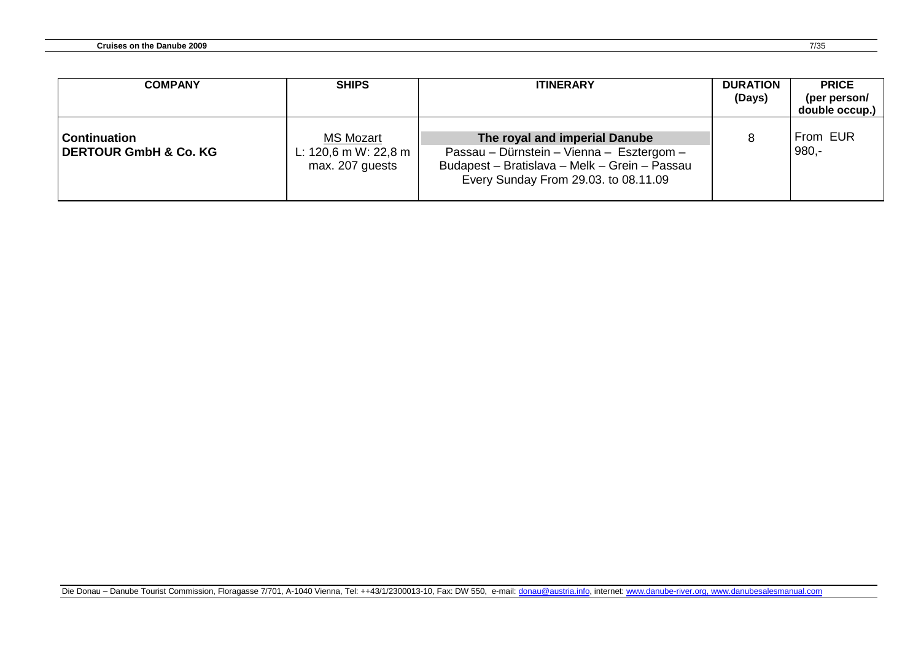| COMPANY | SHIPS | ITINERARY | DURATION (Days) | PRICE (per person/ double occup.) |
|---|---|---|---|---|
| **Continuation** **DERTOUR GmbH & Co. KG** | MS Mozart L: 120,6 m W: 22,8 m max. 207 guests | **The royal and imperial Danube** Passau – Dürnstein – Vienna – Esztergom – Budapest – Bratislava – Melk – Grein – Passau Every Sunday From 29.03. to 08.11.09 | 8 | From EUR 980,- |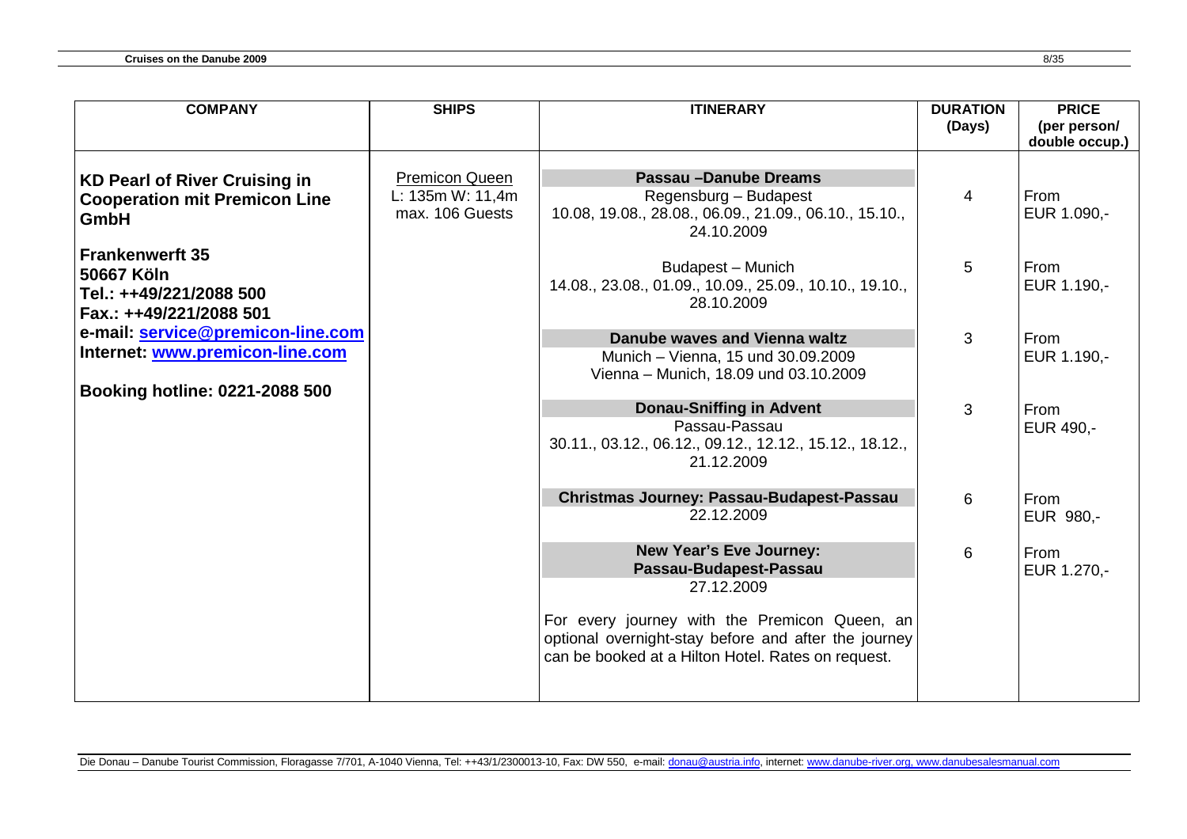| COMPANY | SHIPS | ITINERARY | DURATION (Days) | PRICE (per person/ double occup.) |
|---|---|---|---|---|
| **KD Pearl of River Cruising in Cooperation mit Premicon Line GmbH** | Premicon Queen<br>L: 135m W: 11,4m<br>max. 106 Guests | **Passau –Danube Dreams**<br>Regensburg – Budapest<br>10.08, 19.08., 28.08., 06.09., 21.09., 06.10., 15.10., 24.10.2009 | 4 | From EUR 1.090,- |
| **Frankenwerft 35**<br>**50667 Köln**<br>**Tel.: ++49/221/2088 500**<br>**Fax.: ++49/221/2088 501** | | Budapest – Munich<br>14.08., 23.08., 01.09., 10.09., 25.09., 10.10., 19.10., 28.10.2009 | 5 | From EUR 1.190,- |
| **e-mail: service@premicon-line.com**<br>**Internet: www.premicon-line.com** | | **Danube waves and Vienna waltz**<br>Munich – Vienna, 15 und 30.09.2009<br>Vienna – Munich, 18.09 und 03.10.2009 | 3 | From EUR 1.190,- |
| **Booking hotline: 0221-2088 500** | | **Donau-Sniffing in Advent**<br>Passau-Passau<br>30.11., 03.12., 06.12., 09.12., 12.12., 15.12., 18.12., 21.12.2009 | 3 | From EUR 490,- |
| | | **Christmas Journey: Passau-Budapest-Passau**<br>22.12.2009 | 6 | From EUR 980,- |
| | | **New Year's Eve Journey: Passau-Budapest-Passau**<br>27.12.2009 | 6 | From EUR 1.270,- |
| | | For every journey with the Premicon Queen, an optional overnight-stay before and after the journey can be booked at a Hilton Hotel. Rates on request. | | |

Die Donau – Danube Tourist Commission, Floragasse 7/701, A-1040 Vienna, Tel: ++43/1/2300013-10, Fax: DW 550, e-mail: donau@austria.info, internet: www.danube-river.org, www.danubesalesmanual.com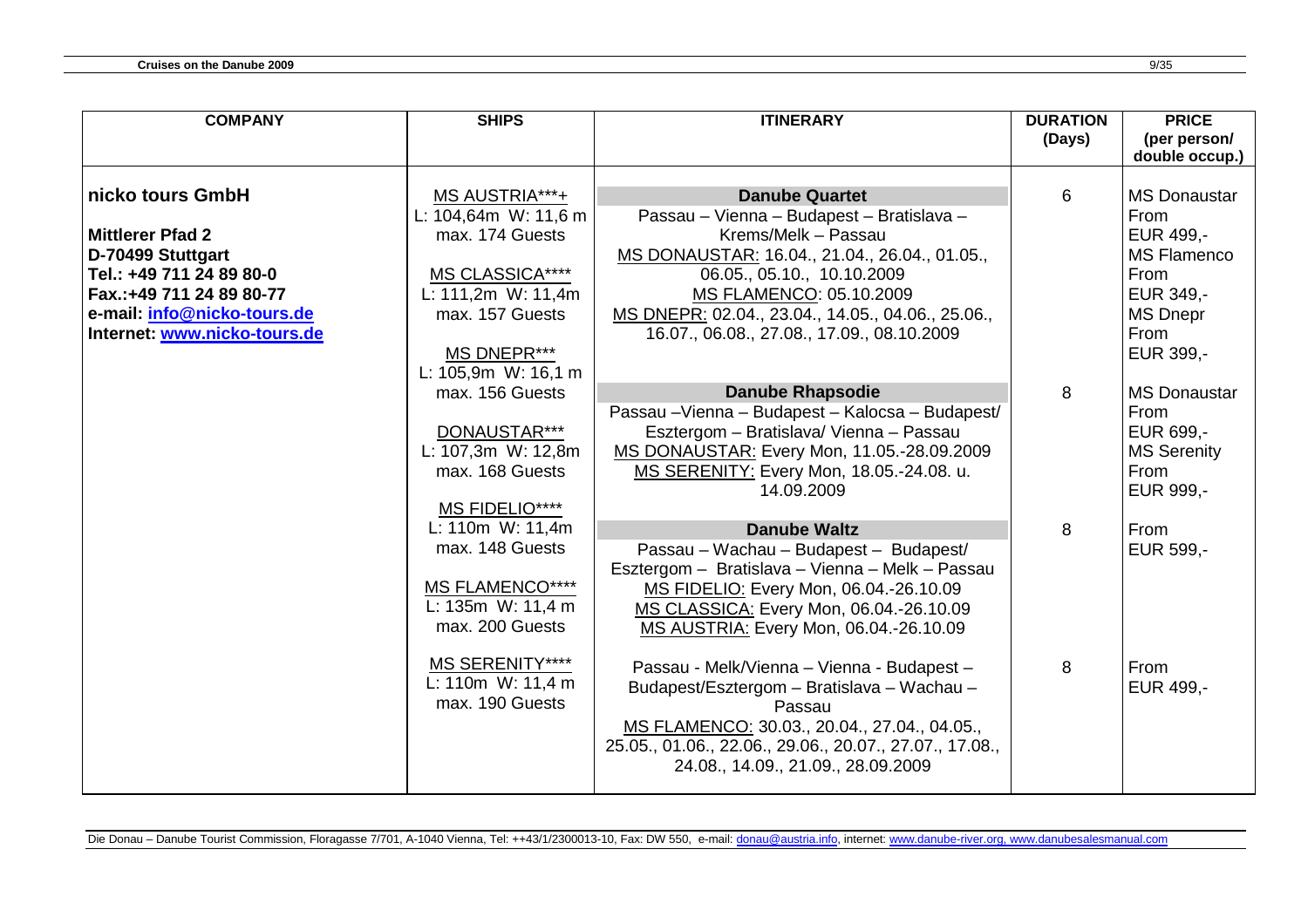| COMPANY | SHIPS | ITINERARY | DURATION (Days) | PRICE (per person/ double occup.) |
|---|---|---|---|---|
| **nicko tours GmbH**<br><br>**Mittlerer Pfad 2**<br>**D-70499 Stuttgart**<br>**Tel.: +49 711 24 89 80-0**<br>**Fax.:+49 711 24 89 80-77**<br>**e-mail: info@nicko-tours.de**<br>**Internet: www.nicko-tours.de** | MS AUSTRIA***+<br>L: 104,64m W: 11,6 m<br>max. 174 Guests<br><br>MS CLASSICA****<br>L: 111,2m W: 11,4m<br>max. 157 Guests<br><br>MS DNEPR***<br>L: 105,9m W: 16,1 m<br>max. 156 Guests<br><br>DONAUSTAR***<br>L: 107,3m W: 12,8m<br>max. 168 Guests<br><br>MS FIDELIO****<br>L: 110m W: 11,4m<br>max. 148 Guests<br><br>MS FLAMENCO****<br>L: 135m W: 11,4 m<br>max. 200 Guests<br><br>MS SERENITY****<br>L: 110m W: 11,4 m<br>max. 190 Guests | **Danube Quartet**<br>Passau – Vienna – Budapest – Bratislava – Krems/Melk – Passau<br>MS DONAUSTAR: 16.04., 21.04., 26.04., 01.05., 06.05., 05.10., 10.10.2009<br>MS FLAMENCO: 05.10.2009<br>MS DNEPR: 02.04., 23.04., 14.05., 04.06., 25.06., 16.07., 06.08., 27.08., 17.09., 08.10.2009 | 6 | MS Donaustar From EUR 499,-<br>MS Flamenco From EUR 349,-<br>MS Dnepr From EUR 399,- |
| | | **Danube Rhapsodie**<br>Passau –Vienna – Budapest – Kalocsa – Budapest/ Esztergom – Bratislava/ Vienna – Passau<br>MS DONAUSTAR: Every Mon, 11.05.-28.09.2009<br>MS SERENITY: Every Mon, 18.05.-24.08. u. 14.09.2009 | 8 | MS Donaustar From EUR 699,-<br>MS Serenity From EUR 999,- |
| | | **Danube Waltz**<br>Passau – Wachau – Budapest – Budapest/ Esztergom – Bratislava – Vienna – Melk – Passau<br>MS FIDELIO: Every Mon, 06.04.-26.10.09<br>MS CLASSICA: Every Mon, 06.04.-26.10.09<br>MS AUSTRIA: Every Mon, 06.04.-26.10.09 | 8 | From EUR 599,- |
| | | Passau - Melk/Vienna – Vienna - Budapest – Budapest/Esztergom – Bratislava – Wachau – Passau<br>MS FLAMENCO: 30.03., 20.04., 27.04., 04.05., 25.05., 01.06., 22.06., 29.06., 20.07., 27.07., 17.08., 24.08., 14.09., 21.09., 28.09.2009 | 8 | From EUR 499,- |

Die Donau – Danube Tourist Commission, Floragasse 7/701, A-1040 Vienna, Tel: ++43/1/2300013-10, Fax: DW 550, e-mail: donau@austria.info, internet: www.danube-river.org, www.danubesalesmanual.com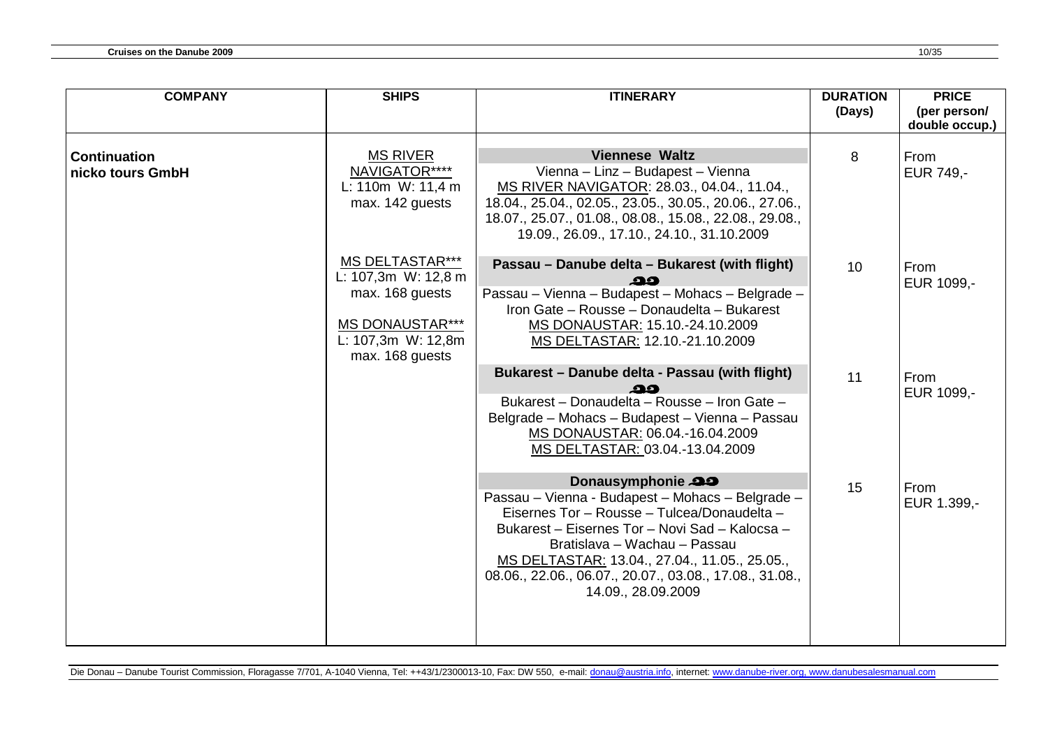| COMPANY | SHIPS | ITINERARY | DURATION (Days) | PRICE (per person/ double occup.) |
|---|---|---|---|---|
| **Continuation nicko tours GmbH** | MS RIVER NAVIGATOR**** L: 110m W: 11,4 m max. 142 guests | **Viennese Waltz** Vienna – Linz – Budapest – Vienna MS RIVER NAVIGATOR: 28.03., 04.04., 11.04., 18.04., 25.04., 02.05., 23.05., 30.05., 20.06., 27.06., 18.07., 25.07., 01.08., 08.08., 15.08., 22.08., 29.08., 19.09., 26.09., 17.10., 24.10., 31.10.2009 | 8 | From EUR 749,- |
| | MS DELTASTAR*** L: 107,3m W: 12,8 m max. 168 guests MS DONAUSTAR*** L: 107,3m W: 12,8m max. 168 guests | **Passau – Danube delta – Bukarest (with flight)** Passau – Vienna – Budapest – Mohacs – Belgrade – Iron Gate – Rousse – Donaudelta – Bukarest MS DONAUSTAR: 15.10.-24.10.2009 MS DELTASTAR: 12.10.-21.10.2009 | 10 | From EUR 1099,- |
| | | **Bukarest – Danube delta - Passau (with flight)** Bukarest – Donaudelta – Rousse – Iron Gate – Belgrade – Mohacs – Budapest – Vienna – Passau MS DONAUSTAR: 06.04.-16.04.2009 MS DELTASTAR: 03.04.-13.04.2009 | 11 | From EUR 1099,- |
| | | **Donausymphonie** Passau – Vienna - Budapest – Mohacs – Belgrade – Eisernes Tor – Rousse – Tulcea/Donaudelta – Bukarest – Eisernes Tor – Novi Sad – Kalocsa – Bratislava – Wachau – Passau MS DELTASTAR: 13.04., 27.04., 11.05., 25.05., 08.06., 22.06., 06.07., 20.07., 03.08., 17.08., 31.08., 14.09., 28.09.2009 | 15 | From EUR 1.399,- |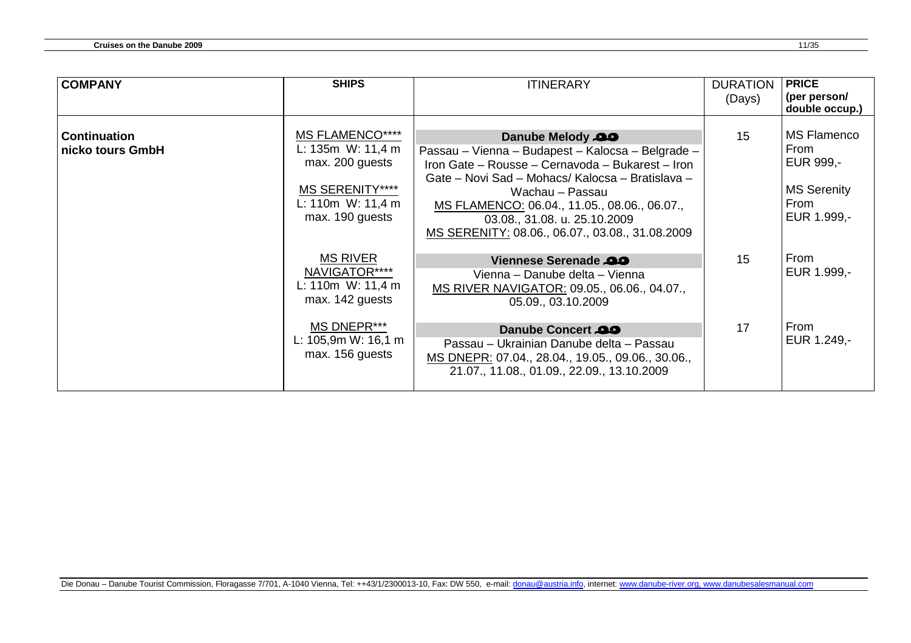| COMPANY | SHIPS | ITINERARY | DURATION (Days) | PRICE (per person/ double occup.) |
|---|---|---|---|---|
| **Continuation nicko tours GmbH** | MS FLAMENCO**** L: 135m W: 11,4 m max. 200 guests<br><br>MS SERENITY**** L: 110m W: 11,4 m max. 190 guests | **Danube Melody**<br>Passau – Vienna – Budapest – Kalocsa – Belgrade – Iron Gate – Rousse – Cernavoda – Bukarest – Iron Gate – Novi Sad – Mohacs/ Kalocsa – Bratislava – Wachau – Passau<br>MS FLAMENCO: 06.04., 11.05., 08.06., 06.07., 03.08., 31.08. u. 25.10.2009<br>MS SERENITY: 08.06., 06.07., 03.08., 31.08.2009 | 15 | MS Flamenco From EUR 999,-<br><br>MS Serenity From EUR 1.999,- |
| | MS RIVER NAVIGATOR**** L: 110m W: 11,4 m max. 142 guests | **Viennese Serenade**<br>Vienna – Danube delta – Vienna<br>MS RIVER NAVIGATOR: 09.05., 06.06., 04.07., 05.09., 03.10.2009 | 15 | From EUR 1.999,- |
| | MS DNEPR*** L: 105,9m W: 16,1 m max. 156 guests | **Danube Concert**<br>Passau – Ukrainian Danube delta – Passau<br>MS DNEPR: 07.04., 28.04., 19.05., 09.06., 30.06., 21.07., 11.08., 01.09., 22.09., 13.10.2009 | 17 | From EUR 1.249,- |

Die Donau – Danube Tourist Commission, Floragasse 7/701, A-1040 Vienna, Tel: ++43/1/2300013-10, Fax: DW 550, e-mail: donau@austria.info, internet: www.danube-river.org, www.danubesalesmanual.com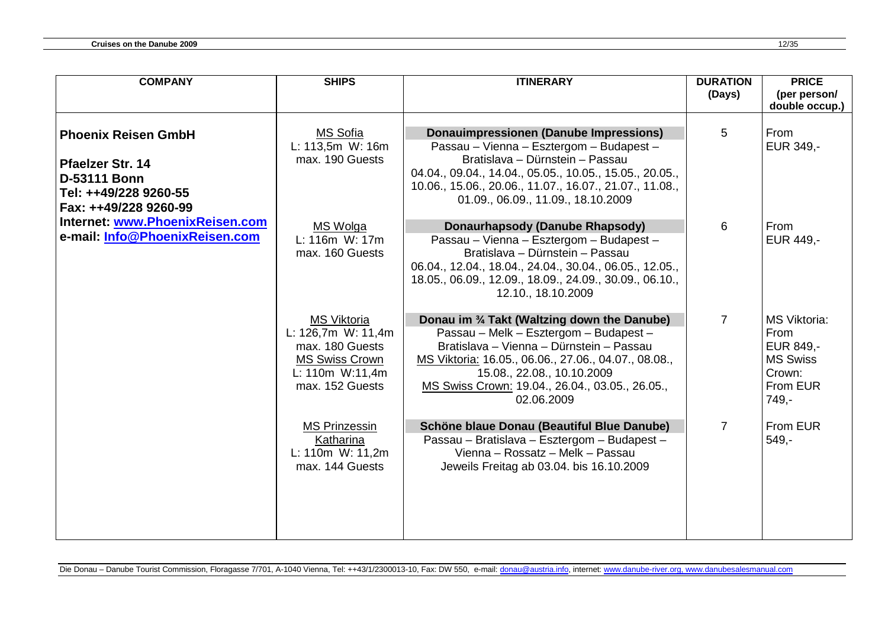| COMPANY | SHIPS | ITINERARY | DURATION (Days) | PRICE (per person/ double occup.) |
|---|---|---|---|---|
| **Phoenix Reisen GmbH**<br><br>**Pfaelzer Str. 14**<br>**D-53111 Bonn**<br>**Tel: ++49/228 9260-55**<br>**Fax: ++49/228 9260-99**<br>**Internet: www.PhoenixReisen.com**<br>**e-mail: Info@PhoenixReisen.com** | MS Sofia<br>L: 113,5m W: 16m<br>max. 190 Guests | **Donauimpressionen (Danube Impressions)**<br>Passau – Vienna – Esztergom – Budapest – Bratislava – Dürnstein – Passau<br>04.04., 09.04., 14.04., 05.05., 10.05., 15.05., 20.05., 10.06., 15.06., 20.06., 11.07., 16.07., 21.07., 11.08., 01.09., 06.09., 11.09., 18.10.2009 | 5 | From EUR 349,- |
| | MS Wolga<br>L: 116m W: 17m<br>max. 160 Guests | **Donaurhapsody (Danube Rhapsody)**<br>Passau – Vienna – Esztergom – Budapest – Bratislava – Dürnstein – Passau<br>06.04., 12.04., 18.04., 24.04., 30.04., 06.05., 12.05., 18.05., 06.09., 12.09., 18.09., 24.09., 30.09., 06.10., 12.10., 18.10.2009 | 6 | From EUR 449,- |
| | MS Viktoria<br>L: 126,7m W: 11,4m<br>max. 180 Guests<br>MS Swiss Crown<br>L: 110m W:11,4m<br>max. 152 Guests | **Donau im ¾ Takt (Waltzing down the Danube)**<br>Passau – Melk – Esztergom – Budapest – Bratislava – Vienna – Dürnstein – Passau<br>MS Viktoria: 16.05., 06.06., 27.06., 04.07., 08.08., 15.08., 22.08., 10.10.2009<br>MS Swiss Crown: 19.04., 26.04., 03.05., 26.05., 02.06.2009 | 7 | MS Viktoria: From EUR 849,-<br>MS Swiss Crown: From EUR 749,- |
| | MS Prinzessin Katharina<br>L: 110m W: 11,2m<br>max. 144 Guests | **Schöne blaue Donau (Beautiful Blue Danube)**<br>Passau – Bratislava – Esztergom – Budapest – Vienna – Rossatz – Melk – Passau<br>Jeweils Freitag ab 03.04. bis 16.10.2009 | 7 | From EUR 549,- |

Die Donau – Danube Tourist Commission, Floragasse 7/701, A-1040 Vienna, Tel: ++43/1/2300013-10, Fax: DW 550, e-mail: donau@austria.info, internet: www.danube-river.org, www.danubesalesmanual.com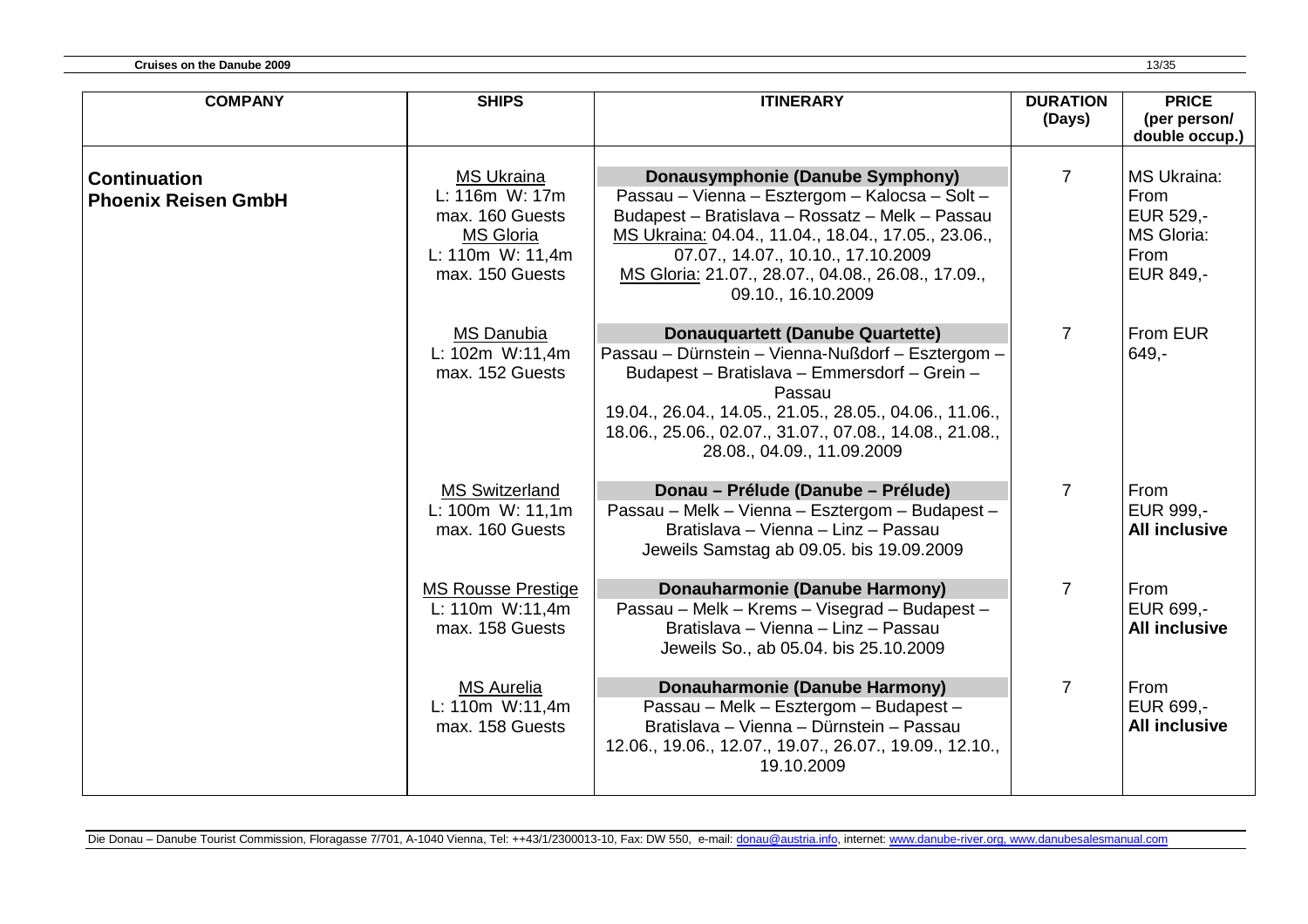| COMPANY | SHIPS | ITINERARY | DURATION (Days) | PRICE (per person/ double occup.) |
|---|---|---|---|---|
| **Continuation Phoenix Reisen GmbH** | MS Ukraina<br>L: 116m W: 17m<br>max. 160 Guests<br>MS Gloria<br>L: 110m W: 11,4m<br>max. 150 Guests | **Donausymphonie (Danube Symphony)**<br>Passau – Vienna – Esztergom – Kalocsa – Solt – Budapest – Bratislava – Rossatz – Melk – Passau<br>MS Ukraina: 04.04., 11.04., 18.04., 17.05., 23.06., 07.07., 14.07., 10.10., 17.10.2009<br>MS Gloria: 21.07., 28.07., 04.08., 26.08., 17.09., 09.10., 16.10.2009 | 7 | MS Ukraina: From EUR 529,-<br>MS Gloria: From EUR 849,- |
| | MS Danubia<br>L: 102m W:11,4m<br>max. 152 Guests | **Donauquartett (Danube Quartette)**<br>Passau – Dürnstein – Vienna-Nußdorf – Esztergom – Budapest – Bratislava – Emmersdorf – Grein – Passau<br>19.04., 26.04., 14.05., 21.05., 28.05., 04.06., 11.06., 18.06., 25.06., 02.07., 31.07., 07.08., 14.08., 21.08., 28.08., 04.09., 11.09.2009 | 7 | From EUR 649,- |
| | MS Switzerland<br>L: 100m W: 11,1m<br>max. 160 Guests | **Donau – Prélude (Danube – Prélude)**<br>Passau – Melk – Vienna – Esztergom – Budapest – Bratislava – Vienna – Linz – Passau<br>Jeweils Samstag ab 09.05. bis 19.09.2009 | 7 | From EUR 999,- **All inclusive** |
| | MS Rousse Prestige<br>L: 110m W:11,4m<br>max. 158 Guests | **Donauharmonie (Danube Harmony)**<br>Passau – Melk – Krems – Visegrad – Budapest – Bratislava – Vienna – Linz – Passau<br>Jeweils So., ab 05.04. bis 25.10.2009 | 7 | From EUR 699,- **All inclusive** |
| | MS Aurelia<br>L: 110m W:11,4m<br>max. 158 Guests | **Donauharmonie (Danube Harmony)**<br>Passau – Melk – Esztergom – Budapest – Bratislava – Vienna – Dürnstein – Passau<br>12.06., 19.06., 12.07., 19.07., 26.07., 19.09., 12.10., 19.10.2009 | 7 | From EUR 699,- **All inclusive** |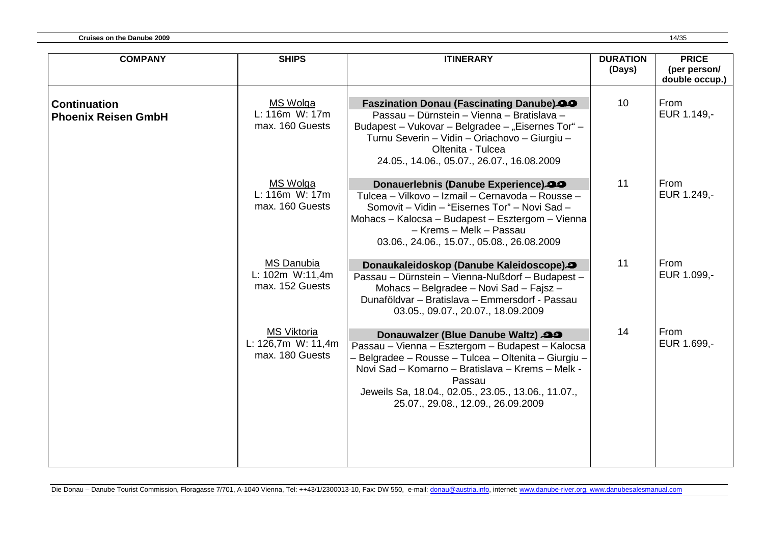| COMPANY | SHIPS | ITINERARY | DURATION (Days) | PRICE (per person/ double occup.) |
|---|---|---|---|---|
| **Continuation Phoenix Reisen GmbH** | MS Wolga<br>L: 116m W: 17m<br>max. 160 Guests | **Faszination Donau (Fascinating Danube)**<br>Passau – Dürnstein – Vienna – Bratislava – Budapest – Vukovar – Belgradee – „Eisernes Tor" – Turnu Severin – Vidin – Oriachovo – Giurgiu – Oltenita - Tulcea<br>24.05., 14.06., 05.07., 26.07., 16.08.2009 | 10 | From EUR 1.149,- |
| | MS Wolga<br>L: 116m W: 17m<br>max. 160 Guests | **Donauerlebnis (Danube Experience)**<br>Tulcea – Vilkovo – Izmail – Cernavoda – Rousse – Somovit – Vidin – "Eisernes Tor" – Novi Sad – Mohacs – Kalocsa – Budapest – Esztergom – Vienna – Krems – Melk – Passau<br>03.06., 24.06., 15.07., 05.08., 26.08.2009 | 11 | From EUR 1.249,- |
| | MS Danubia<br>L: 102m W:11,4m<br>max. 152 Guests | **Donaukaleidoskop (Danube Kaleidoscope)**<br>Passau – Dürnstein – Vienna-Nußdorf – Budapest – Mohacs – Belgradee – Novi Sad – Fajsz – Dunaföldvar – Bratislava – Emmersdorf - Passau<br>03.05., 09.07., 20.07., 18.09.2009 | 11 | From EUR 1.099,- |
| | MS Viktoria<br>L: 126,7m W: 11,4m<br>max. 180 Guests | **Donauwalzer (Blue Danube Waltz)**<br>Passau – Vienna – Esztergom – Budapest – Kalocsa – Belgradee – Rousse – Tulcea – Oltenita – Giurgiu – Novi Sad – Komarno – Bratislava – Krems – Melk - Passau<br>Jeweils Sa, 18.04., 02.05., 23.05., 13.06., 11.07., 25.07., 29.08., 12.09., 26.09.2009 | 14 | From EUR 1.699,- |

Die Donau – Danube Tourist Commission, Floragasse 7/701, A-1040 Vienna, Tel: ++43/1/2300013-10, Fax: DW 550, e-mail: donau@austria.info, internet: www.danube-river.org, www.danubesalesmanual.com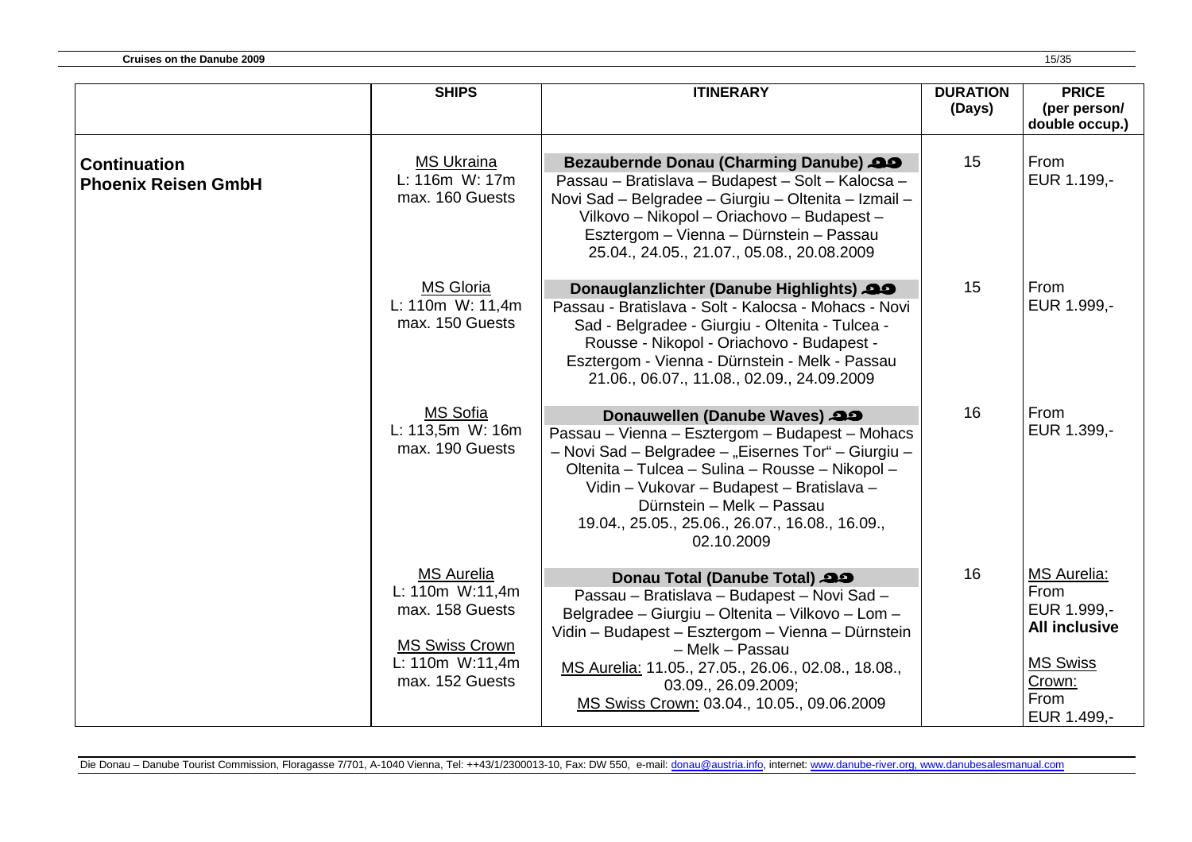| | SHIPS | ITINERARY | DURATION (Days) | PRICE (per person/ double occup.) |
|---|---|---|---|---|
| **Continuation Phoenix Reisen GmbH** | MS Ukraina<br>L: 116m W: 17m<br>max. 160 Guests | **Bezaubernde Donau (Charming Danube)**<br>Passau – Bratislava – Budapest – Solt – Kalocsa – Novi Sad – Belgradee – Giurgiu – Oltenita – Izmail – Vilkovo – Nikopol – Oriachovo – Budapest – Esztergom – Vienna – Dürnstein – Passau<br>25.04., 24.05., 21.07., 05.08., 20.08.2009 | 15 | From EUR 1.199,- |
| | MS Gloria<br>L: 110m W: 11,4m<br>max. 150 Guests | **Donauglanzlichter (Danube Highlights)**<br>Passau - Bratislava - Solt - Kalocsa - Mohacs - Novi Sad - Belgradee - Giurgiu - Oltenita - Tulcea - Rousse - Nikopol - Oriachovo - Budapest - Esztergom - Vienna - Dürnstein - Melk - Passau<br>21.06., 06.07., 11.08., 02.09., 24.09.2009 | 15 | From EUR 1.999,- |
| | MS Sofia<br>L: 113,5m W: 16m<br>max. 190 Guests | **Donauwellen (Danube Waves)**<br>Passau – Vienna – Esztergom – Budapest – Mohacs – Novi Sad – Belgradee – „Eisernes Tor" – Giurgiu – Oltenita – Tulcea – Sulina – Rousse – Nikopol – Vidin – Vukovar – Budapest – Bratislava – Dürnstein – Melk – Passau<br>19.04., 25.05., 25.06., 26.07., 16.08., 16.09., 02.10.2009 | 16 | From EUR 1.399,- |
| | MS Aurelia<br>L: 110m W:11,4m<br>max. 158 Guests<br><br>MS Swiss Crown<br>L: 110m W:11,4m<br>max. 152 Guests | **Donau Total (Danube Total)**<br>Passau – Bratislava – Budapest – Novi Sad – Belgradee – Giurgiu – Oltenita – Vilkovo – Lom – Vidin – Budapest – Esztergom – Vienna – Dürnstein – Melk – Passau<br>MS Aurelia: 11.05., 27.05., 26.06., 02.08., 18.08., 03.09., 26.09.2009;<br>MS Swiss Crown: 03.04., 10.05., 09.06.2009 | 16 | MS Aurelia: From EUR 1.999,- **All inclusive**<br><br>MS Swiss Crown: From EUR 1.499,- |

Die Donau – Danube Tourist Commission, Floragasse 7/701, A-1040 Vienna, Tel: ++43/1/2300013-10, Fax: DW 550, e-mail: donau@austria.info, internet: www.danube-river.org, www.danubesalesmanual.com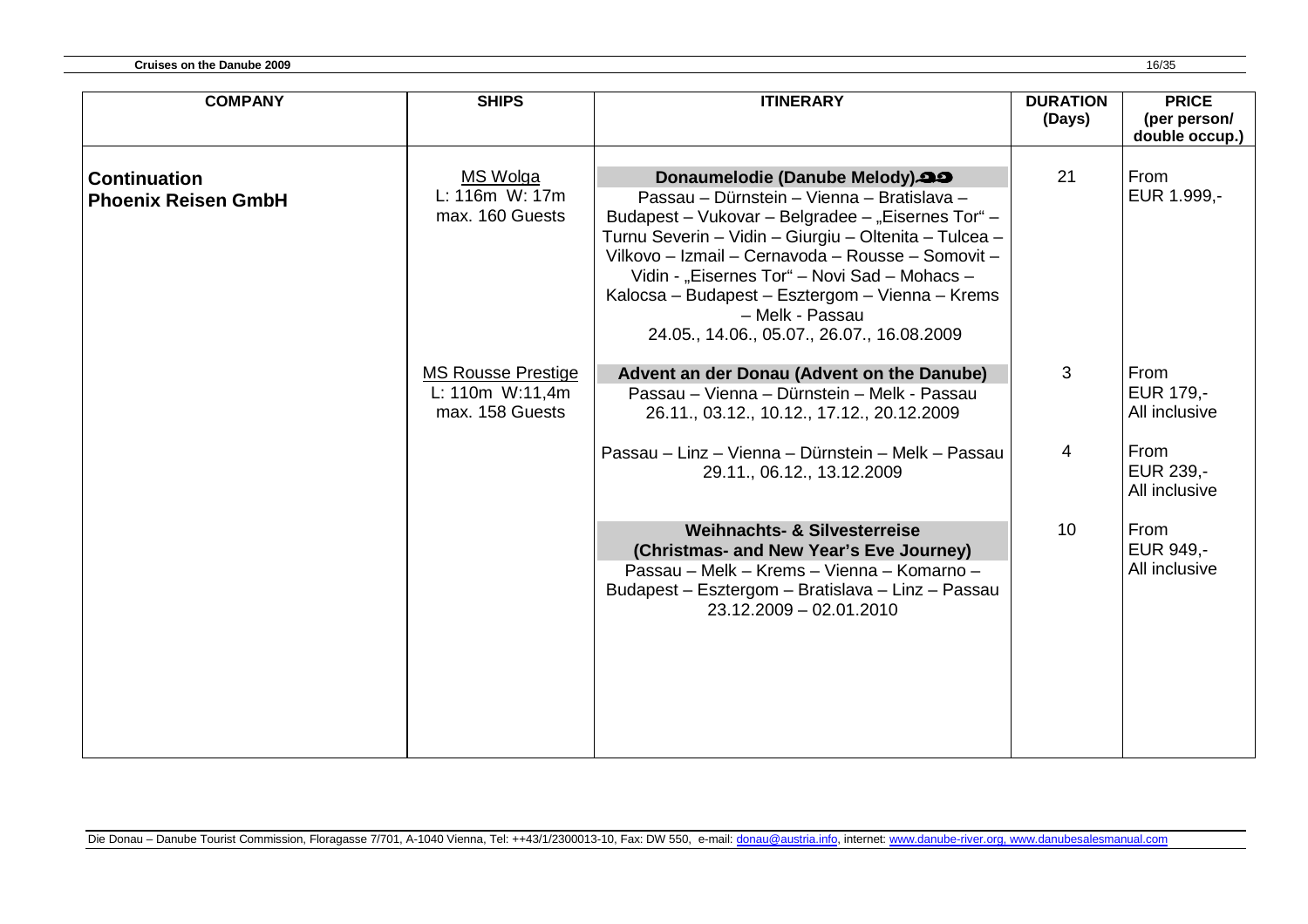| COMPANY | SHIPS | ITINERARY | DURATION (Days) | PRICE (per person/ double occup.) |
|---|---|---|---|---|
| **Continuation Phoenix Reisen GmbH** | MS Wolga<br>L: 116m W: 17m<br>max. 160 Guests | **Donaumelodie (Danube Melody)** ⚓⚓<br>Passau – Dürnstein – Vienna – Bratislava – Budapest – Vukovar – Belgradee – „Eisernes Tor" – Turnu Severin – Vidin – Giurgiu – Oltenita – Tulcea – Vilkovo – Izmail – Cernavoda – Rousse – Somovit – Vidin - „Eisernes Tor" – Novi Sad – Mohacs – Kalocsa – Budapest – Esztergom – Vienna – Krems – Melk - Passau<br>24.05., 14.06., 05.07., 26.07., 16.08.2009 | 21 | From EUR 1.999,- |
| | MS Rousse Prestige<br>L: 110m W:11,4m<br>max. 158 Guests | **Advent an der Donau (Advent on the Danube)**<br>Passau – Vienna – Dürnstein – Melk - Passau<br>26.11., 03.12., 10.12., 17.12., 20.12.2009 | 3 | From EUR 179,- All inclusive |
| | | Passau – Linz – Vienna – Dürnstein – Melk – Passau<br>29.11., 06.12., 13.12.2009 | 4 | From EUR 239,- All inclusive |
| | | **Weihnachts- & Silvesterreise (Christmas- and New Year's Eve Journey)**<br>Passau – Melk – Krems – Vienna – Komarno – Budapest – Esztergom – Bratislava – Linz – Passau<br>23.12.2009 – 02.01.2010 | 10 | From EUR 949,- All inclusive |

Die Donau – Danube Tourist Commission, Floragasse 7/701, A-1040 Vienna, Tel: ++43/1/2300013-10, Fax: DW 550, e-mail: donau@austria.info, internet: www.danube-river.org, www.danubesalesmanual.com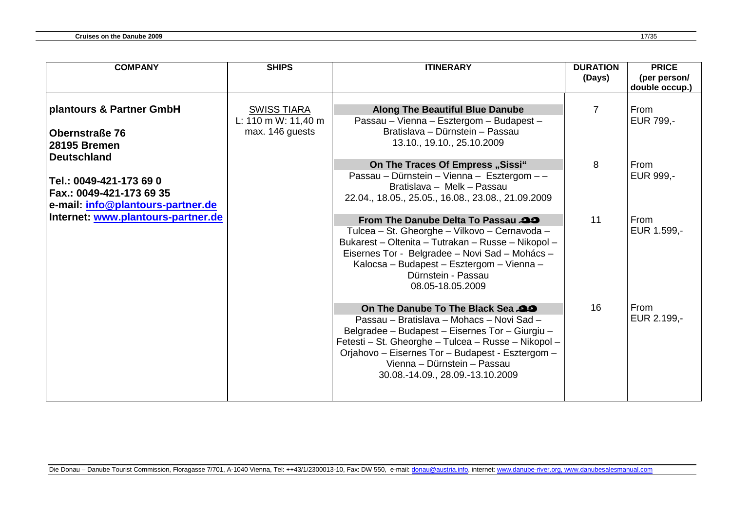| COMPANY | SHIPS | ITINERARY | DURATION (Days) | PRICE (per person/ double occup.) |
|---|---|---|---|---|
| **plantours & Partner GmbH**<br><br>**Obernstraße 76**<br>**28195 Bremen**<br>**Deutschland**<br><br>**Tel.: 0049-421-173 69 0**<br>**Fax.: 0049-421-173 69 35**<br>**e-mail: info@plantours-partner.de**<br>**Internet: www.plantours-partner.de** | SWISS TIARA<br>L: 110 m W: 11,40 m<br>max. 146 guests | **Along The Beautiful Blue Danube**<br>Passau – Vienna – Esztergom – Budapest – Bratislava – Dürnstein – Passau<br>13.10., 19.10., 25.10.2009 | 7 | From EUR 799,- |
| | | **On The Traces Of Empress „Sissi“**<br>Passau – Dürnstein – Vienna – Esztergom – – Bratislava – Melk – Passau<br>22.04., 18.05., 25.05., 16.08., 23.08., 21.09.2009 | 8 | From EUR 999,- |
| | | **From The Danube Delta To Passau**<br>Tulcea – St. Gheorghe – Vilkovo – Cernavoda – Bukarest – Oltenita – Tutrakan – Russe – Nikopol – Eisernes Tor - Belgradee – Novi Sad – Mohács – Kalocsa – Budapest – Esztergom – Vienna – Dürnstein - Passau<br>08.05-18.05.2009 | 11 | From EUR 1.599,- |
| | | **On The Danube To The Black Sea**<br>Passau – Bratislava – Mohacs – Novi Sad – Belgradee – Budapest – Eisernes Tor – Giurgiu – Fetesti – St. Gheorghe – Tulcea – Russe – Nikopol – Orjahovo – Eisernes Tor – Budapest - Esztergom – Vienna – Dürnstein – Passau<br>30.08.-14.09., 28.09.-13.10.2009 | 16 | From EUR 2.199,- |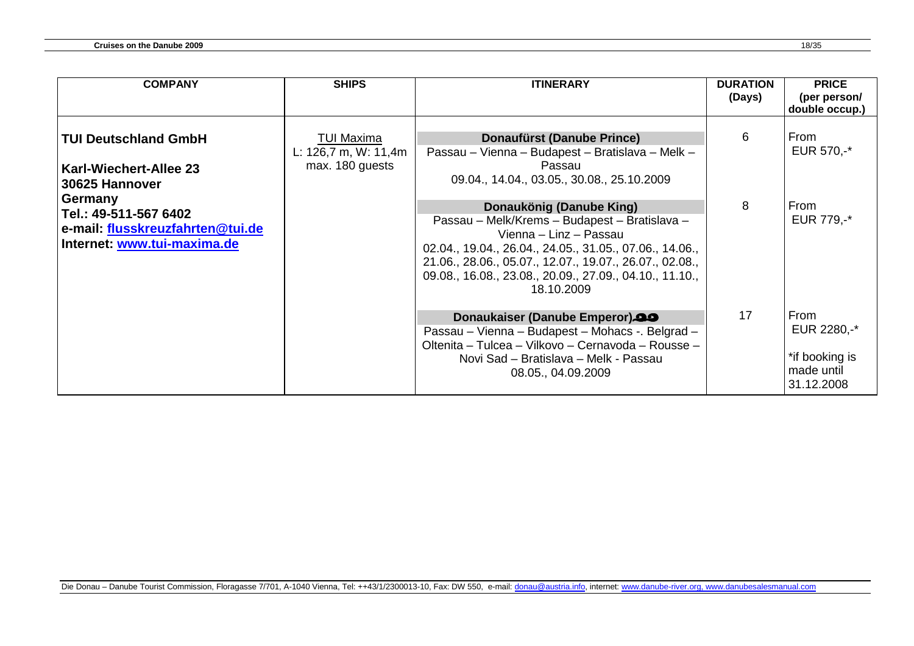| COMPANY | SHIPS | ITINERARY | DURATION (Days) | PRICE (per person/ double occup.) |
|---|---|---|---|---|
| **TUI Deutschland GmbH**<br><br>**Karl-Wiechert-Allee 23**<br>**30625 Hannover**<br>**Germany**<br>**Tel.: 49-511-567 6402**<br>**e-mail: flusskreuzfahrten@tui.de**<br>**Internet: www.tui-maxima.de** | TUI Maxima<br>L: 126,7 m, W: 11,4m<br>max. 180 guests | **Donaufürst (Danube Prince)**<br>Passau – Vienna – Budapest – Bratislava – Melk – Passau<br>09.04., 14.04., 03.05., 30.08., 25.10.2009 | 6 | From EUR 570,-* |
| | | **Donaukönig (Danube King)**<br>Passau – Melk/Krems – Budapest – Bratislava – Vienna – Linz – Passau<br>02.04., 19.04., 26.04., 24.05., 31.05., 07.06., 14.06., 21.06., 28.06., 05.07., 12.07., 19.07., 26.07., 02.08., 09.08., 16.08., 23.08., 20.09., 27.09., 04.10., 11.10., 18.10.2009 | 8 | From EUR 779,-* |
| | | **Donaukaiser (Danube Emperor)**<br>Passau – Vienna – Budapest – Mohacs -. Belgrad – Oltenita – Tulcea – Vilkovo – Cernavoda – Rousse – Novi Sad – Bratislava – Melk - Passau<br>08.05., 04.09.2009 | 17 | From EUR 2280,-*<br><br>*if booking is made until 31.12.2008 |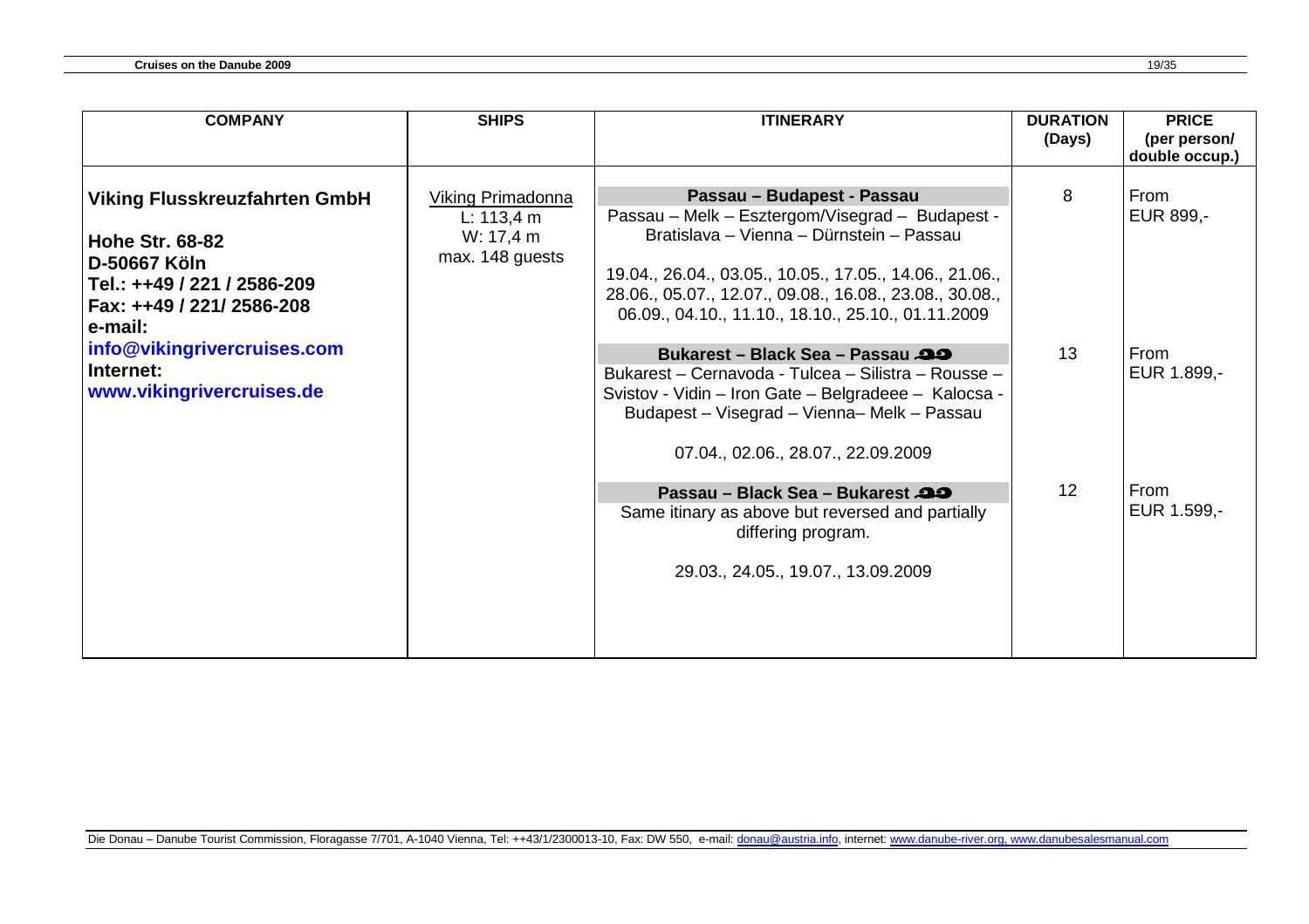| COMPANY | SHIPS | ITINERARY | DURATION (Days) | PRICE (per person/ double occup.) |
|---|---|---|---|---|
| **Viking Flusskreuzfahrten GmbH**<br><br>**Hohe Str. 68-82**<br>**D-50667 Köln**<br>**Tel.: ++49 / 221 / 2586-209**<br>**Fax: ++49 / 221/ 2586-208**<br>**e-mail:**<br>**info@vikingrivercruises.com**<br>**Internet:**<br>**www.vikingrivercruises.de** | Viking Primadonna<br>L: 113,4 m<br>W: 17,4 m<br>max. 148 guests | **Passau – Budapest - Passau**<br>Passau – Melk – Esztergom/Visegrad – Budapest - Bratislava – Vienna – Dürnstein – Passau<br><br>19.04., 26.04., 03.05., 10.05., 17.05., 14.06., 21.06., 28.06., 05.07., 12.07., 09.08., 16.08., 23.08., 30.08., 06.09., 04.10., 11.10., 18.10., 25.10., 01.11.2009 | 8 | From EUR 899,- |
| | | **Bukarest – Black Sea – Passau**<br>Bukarest – Cernavoda - Tulcea – Silistra – Rousse – Svistov - Vidin – Iron Gate – Belgradeee – Kalocsa - Budapest – Visegrad – Vienna– Melk – Passau<br><br>07.04., 02.06., 28.07., 22.09.2009 | 13 | From EUR 1.899,- |
| | | **Passau – Black Sea – Bukarest**<br>Same itinary as above but reversed and partially differing program.<br><br>29.03., 24.05., 19.07., 13.09.2009 | 12 | From EUR 1.599,- |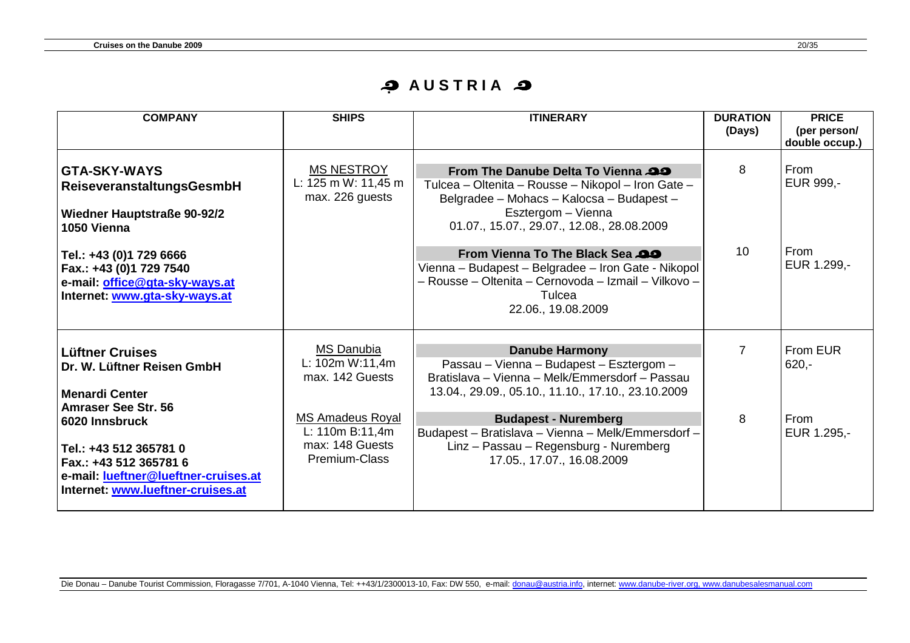# AUSTRIA

| COMPANY | SHIPS | ITINERARY | DURATION (Days) | PRICE (per person/ double occup.) |
|---|---|---|---|---|
| **GTA-SKY-WAYS ReiseveranstaltungsGesmbH**<br><br>**Wiedner Hauptstraße 90-92/2**<br>**1050 Vienna**<br><br>**Tel.: +43 (0)1 729 6666**<br>**Fax.: +43 (0)1 729 7540**<br>**e-mail: office@gta-sky-ways.at**<br>**Internet: www.gta-sky-ways.at** | MS NESTROY<br>L: 125 m W: 11,45 m<br>max. 226 guests | **From The Danube Delta To Vienna**<br>Tulcea – Oltenita – Rousse – Nikopol – Iron Gate – Belgradee – Mohacs – Kalocsa – Budapest – Esztergom – Vienna<br>01.07., 15.07., 29.07., 12.08., 28.08.2009 | 8 | From EUR 999,- |
| | | **From Vienna To The Black Sea**<br>Vienna – Budapest – Belgradee – Iron Gate - Nikopol – Rousse – Oltenita – Cernovoda – Izmail – Vilkovo – Tulcea<br>22.06., 19.08.2009 | 10 | From EUR 1.299,- |
| **Lüftner Cruises**<br>**Dr. W. Lüftner Reisen GmbH**<br><br>**Menardi Center**<br>**Amraser See Str. 56**<br>**6020 Innsbruck**<br><br>**Tel.: +43 512 365781 0**<br>**Fax.: +43 512 365781 6**<br>**e-mail: lueftner@lueftner-cruises.at**<br>**Internet: www.lueftner-cruises.at** | MS Danubia<br>L: 102m W:11,4m<br>max. 142 Guests | **Danube Harmony**<br>Passau – Vienna – Budapest – Esztergom – Bratislava – Vienna – Melk/Emmersdorf – Passau<br>13.04., 29.09., 05.10., 11.10., 17.10., 23.10.2009 | 7 | From EUR 620,- |
| | MS Amadeus Royal<br>L: 110m B:11,4m<br>max: 148 Guests<br>Premium-Class | **Budapest - Nuremberg**<br>Budapest – Bratislava – Vienna – Melk/Emmersdorf – Linz – Passau – Regensburg - Nuremberg<br>17.05., 17.07., 16.08.2009 | 8 | From EUR 1.295,- |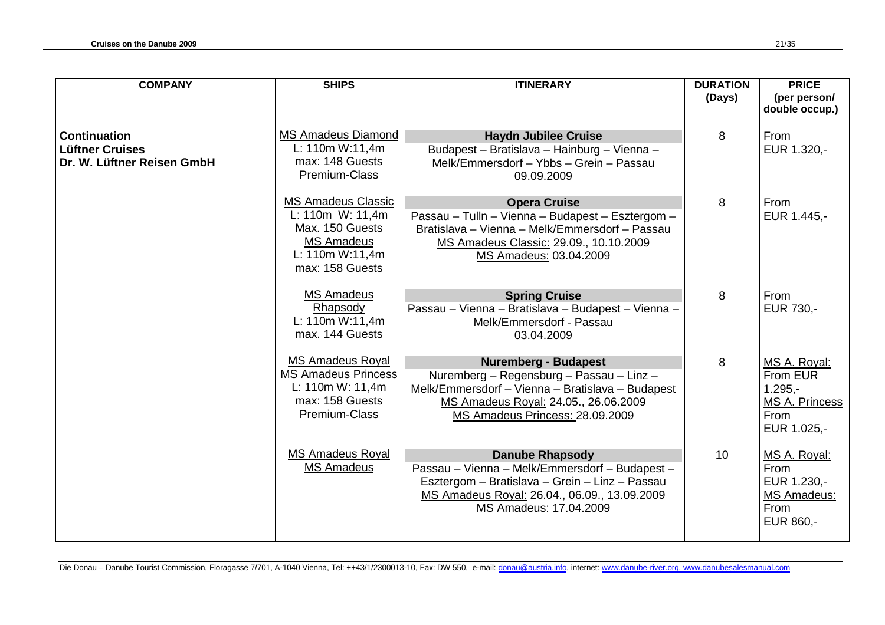| COMPANY | SHIPS | ITINERARY | DURATION (Days) | PRICE (per person/ double occup.) |
|---|---|---|---|---|
| **Continuation Lüftner Cruises Dr. W. Lüftner Reisen GmbH** | MS Amadeus Diamond L: 110m W:11,4m max: 148 Guests Premium-Class | **Haydn Jubilee Cruise** Budapest – Bratislava – Hainburg – Vienna – Melk/Emmersdorf – Ybbs – Grein – Passau 09.09.2009 | 8 | From EUR 1.320,- |
| | MS Amadeus Classic L: 110m W: 11,4m Max. 150 Guests MS Amadeus L: 110m W:11,4m max: 158 Guests | **Opera Cruise** Passau – Tulln – Vienna – Budapest – Esztergom – Bratislava – Vienna – Melk/Emmersdorf – Passau MS Amadeus Classic: 29.09., 10.10.2009 MS Amadeus: 03.04.2009 | 8 | From EUR 1.445,- |
| | MS Amadeus Rhapsody L: 110m W:11,4m max. 144 Guests | **Spring Cruise** Passau – Vienna – Bratislava – Budapest – Vienna – Melk/Emmersdorf - Passau 03.04.2009 | 8 | From EUR 730,- |
| | MS Amadeus Royal MS Amadeus Princess L: 110m W: 11,4m max: 158 Guests Premium-Class | **Nuremberg - Budapest** Nuremberg – Regensburg – Passau – Linz – Melk/Emmersdorf – Vienna – Bratislava – Budapest MS Amadeus Royal: 24.05., 26.06.2009 MS Amadeus Princess: 28.09.2009 | 8 | MS A. Royal: From EUR 1.295,- MS A. Princess From EUR 1.025,- |
| | MS Amadeus Royal MS Amadeus | **Danube Rhapsody** Passau – Vienna – Melk/Emmersdorf – Budapest – Esztergom – Bratislava – Grein – Linz – Passau MS Amadeus Royal: 26.04., 06.09., 13.09.2009 MS Amadeus: 17.04.2009 | 10 | MS A. Royal: From EUR 1.230,- MS Amadeus: From EUR 860,- |

Die Donau – Danube Tourist Commission, Floragasse 7/701, A-1040 Vienna, Tel: ++43/1/2300013-10, Fax: DW 550, e-mail: donau@austria.info, internet: www.danube-river.org, www.danubesalesmanual.com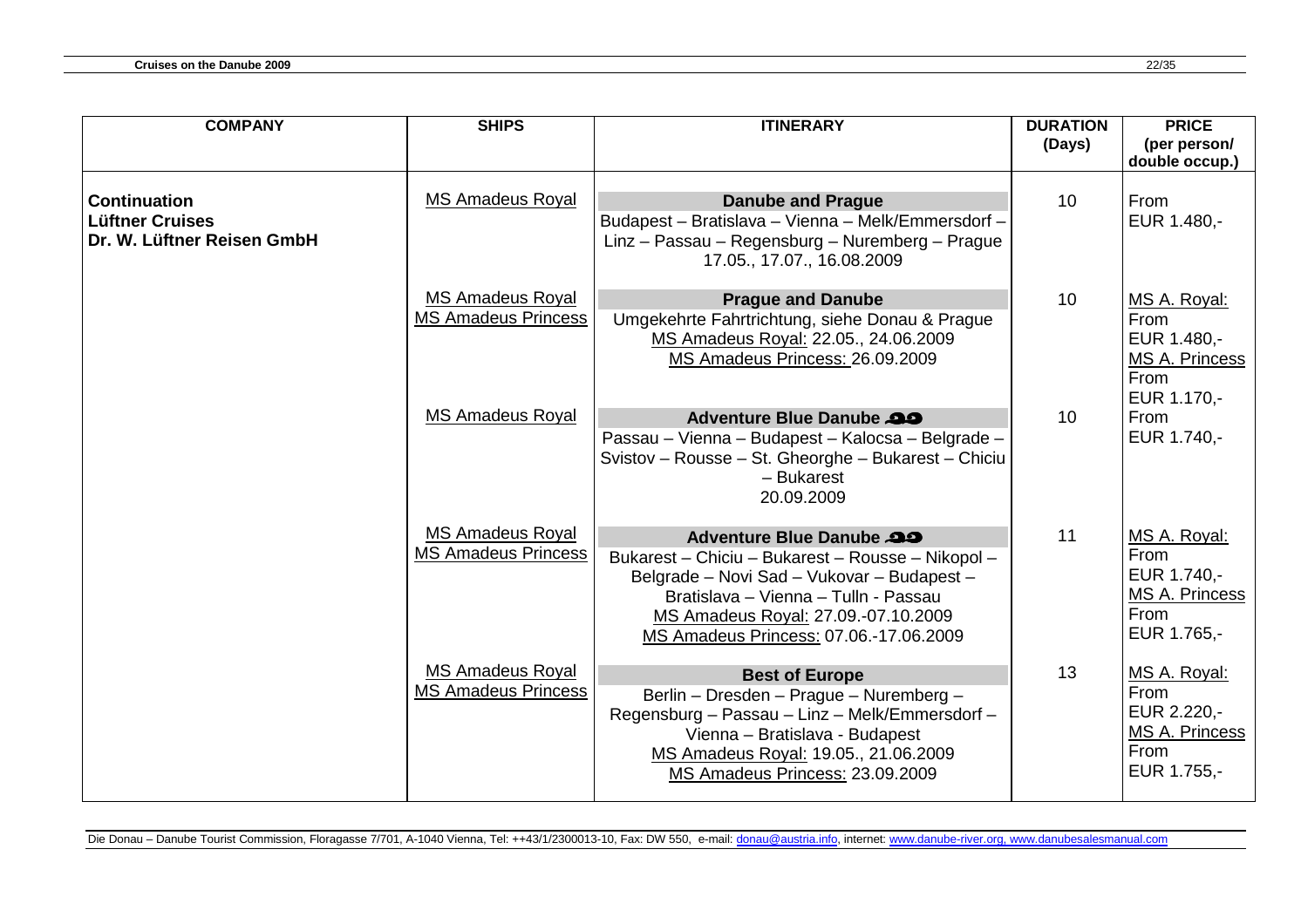| COMPANY | SHIPS | ITINERARY | DURATION (Days) | PRICE (per person/ double occup.) |
|---|---|---|---|---|
| **Continuation Lüftner Cruises Dr. W. Lüftner Reisen GmbH** | MS Amadeus Royal | **Danube and Prague** Budapest – Bratislava – Vienna – Melk/Emmersdorf – Linz – Passau – Regensburg – Nuremberg – Prague 17.05., 17.07., 16.08.2009 | 10 | From EUR 1.480,- |
| | MS Amadeus Royal MS Amadeus Princess | **Prague and Danube** Umgekehrte Fahrtrichtung, siehe Donau & Prague MS Amadeus Royal: 22.05., 24.06.2009 MS Amadeus Princess: 26.09.2009 | 10 | MS A. Royal: From EUR 1.480,- MS A. Princess From EUR 1.170,- |
| | MS Amadeus Royal | **Adventure Blue Danube** Passau – Vienna – Budapest – Kalocsa – Belgrade – Svistov – Rousse – St. Gheorghe – Bukarest – Chiciu – Bukarest 20.09.2009 | 10 | From EUR 1.740,- |
| | MS Amadeus Royal MS Amadeus Princess | **Adventure Blue Danube** Bukarest – Chiciu – Bukarest – Rousse – Nikopol – Belgrade – Novi Sad – Vukovar – Budapest – Bratislava – Vienna – Tulln - Passau MS Amadeus Royal: 27.09.-07.10.2009 MS Amadeus Princess: 07.06.-17.06.2009 | 11 | MS A. Royal: From EUR 1.740,- MS A. Princess From EUR 1.765,- |
| | MS Amadeus Royal MS Amadeus Princess | **Best of Europe** Berlin – Dresden – Prague – Nuremberg – Regensburg – Passau – Linz – Melk/Emmersdorf – Vienna – Bratislava - Budapest MS Amadeus Royal: 19.05., 21.06.2009 MS Amadeus Princess: 23.09.2009 | 13 | MS A. Royal: From EUR 2.220,- MS A. Princess From EUR 1.755,- |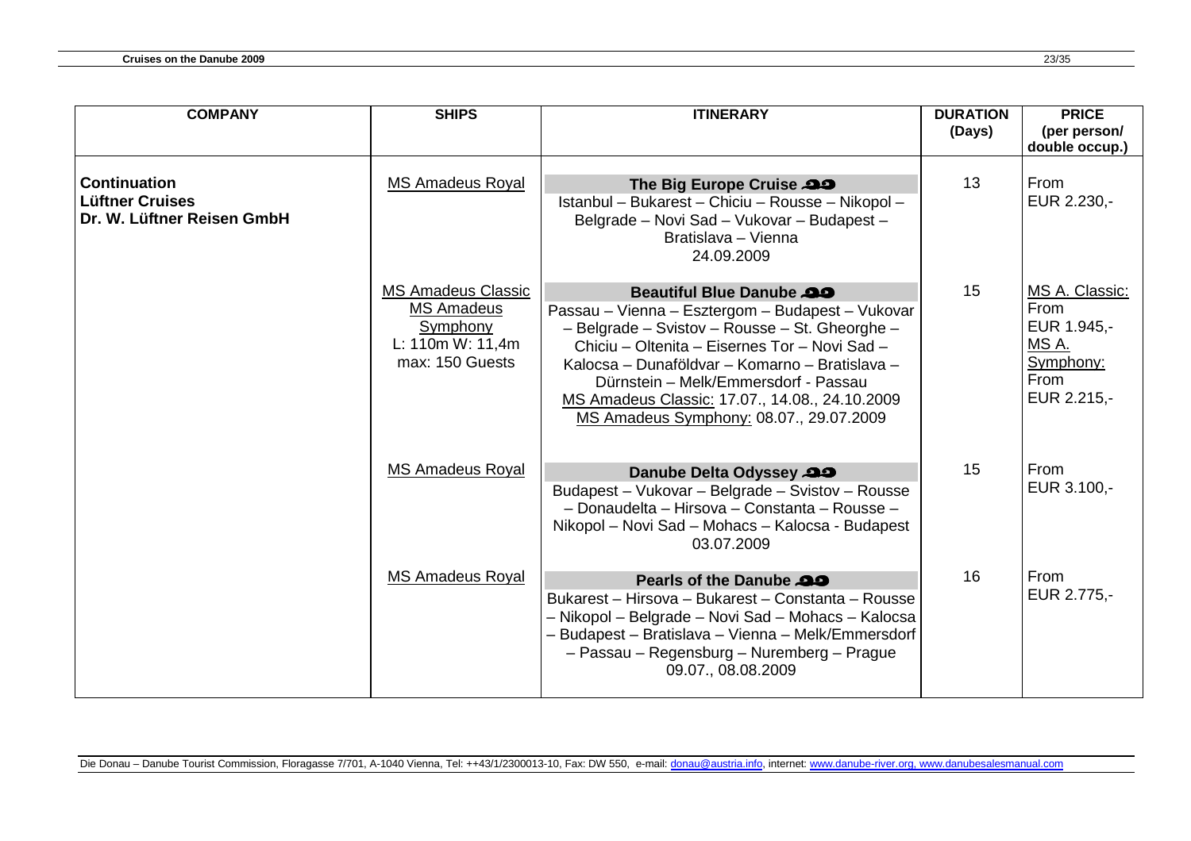| COMPANY | SHIPS | ITINERARY | DURATION (Days) | PRICE (per person/ double occup.) |
|---|---|---|---|---|
| **Continuation Lüftner Cruises Dr. W. Lüftner Reisen GmbH** | MS Amadeus Royal | **The Big Europe Cruise** Istanbul – Bukarest – Chiciu – Rousse – Nikopol – Belgrade – Novi Sad – Vukovar – Budapest – Bratislava – Vienna 24.09.2009 | 13 | From EUR 2.230,- |
| | MS Amadeus Classic MS Amadeus Symphony L: 110m W: 11,4m max: 150 Guests | **Beautiful Blue Danube** Passau – Vienna – Esztergom – Budapest – Vukovar – Belgrade – Svistov – Rousse – St. Gheorghe – Chiciu – Oltenita – Eisernes Tor – Novi Sad – Kalocsa – Dunaföldvar – Komarno – Bratislava – Dürnstein – Melk/Emmersdorf - Passau MS Amadeus Classic: 17.07., 14.08., 24.10.2009 MS Amadeus Symphony: 08.07., 29.07.2009 | 15 | MS A. Classic: From EUR 1.945,- MS A. Symphony: From EUR 2.215,- |
| | MS Amadeus Royal | **Danube Delta Odyssey** Budapest – Vukovar – Belgrade – Svistov – Rousse – Donaudelta – Hirsova – Constanta – Rousse – Nikopol – Novi Sad – Mohacs – Kalocsa - Budapest 03.07.2009 | 15 | From EUR 3.100,- |
| | MS Amadeus Royal | **Pearls of the Danube** Bukarest – Hirsova – Bukarest – Constanta – Rousse – Nikopol – Belgrade – Novi Sad – Mohacs – Kalocsa – Budapest – Bratislava – Vienna – Melk/Emmersdorf – Passau – Regensburg – Nuremberg – Prague 09.07., 08.08.2009 | 16 | From EUR 2.775,- |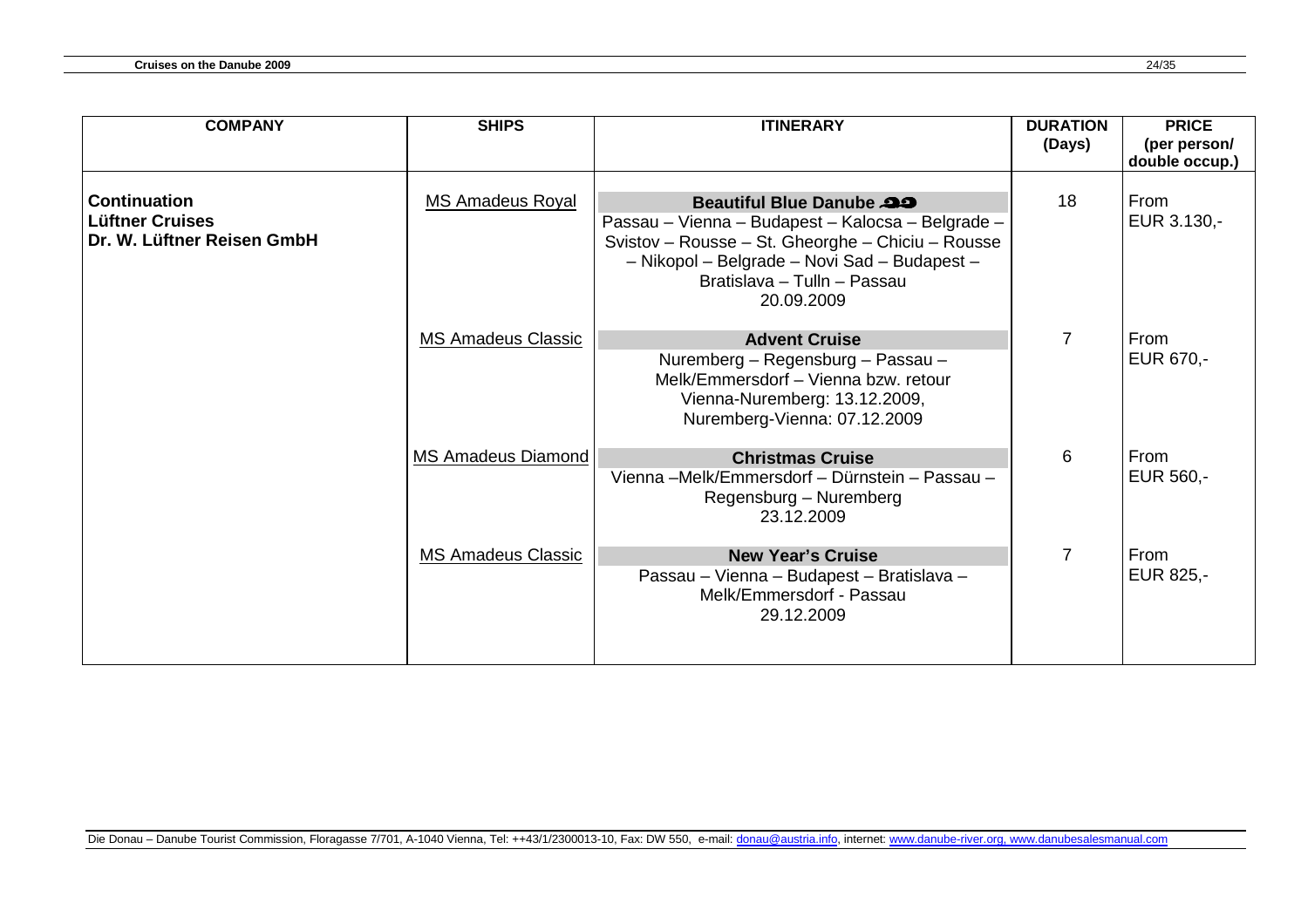| COMPANY | SHIPS | ITINERARY | DURATION (Days) | PRICE (per person/ double occup.) |
|---|---|---|---|---|
| **Continuation Lüftner Cruises Dr. W. Lüftner Reisen GmbH** | MS Amadeus Royal | **Beautiful Blue Danube** Passau – Vienna – Budapest – Kalocsa – Belgrade – Svistov – Rousse – St. Gheorghe – Chiciu – Rousse – Nikopol – Belgrade – Novi Sad – Budapest – Bratislava – Tulln – Passau 20.09.2009 | 18 | From EUR 3.130,- |
| | MS Amadeus Classic | **Advent Cruise** Nuremberg – Regensburg – Passau – Melk/Emmersdorf – Vienna bzw. retour Vienna-Nuremberg: 13.12.2009, Nuremberg-Vienna: 07.12.2009 | 7 | From EUR 670,- |
| | MS Amadeus Diamond | **Christmas Cruise** Vienna –Melk/Emmersdorf – Dürnstein – Passau – Regensburg – Nuremberg 23.12.2009 | 6 | From EUR 560,- |
| | MS Amadeus Classic | **New Year's Cruise** Passau – Vienna – Budapest – Bratislava – Melk/Emmersdorf - Passau 29.12.2009 | 7 | From EUR 825,- |

Die Donau – Danube Tourist Commission, Floragasse 7/701, A-1040 Vienna, Tel: ++43/1/2300013-10, Fax: DW 550, e-mail: donau@austria.info, internet: www.danube-river.org, www.danubesalesmanual.com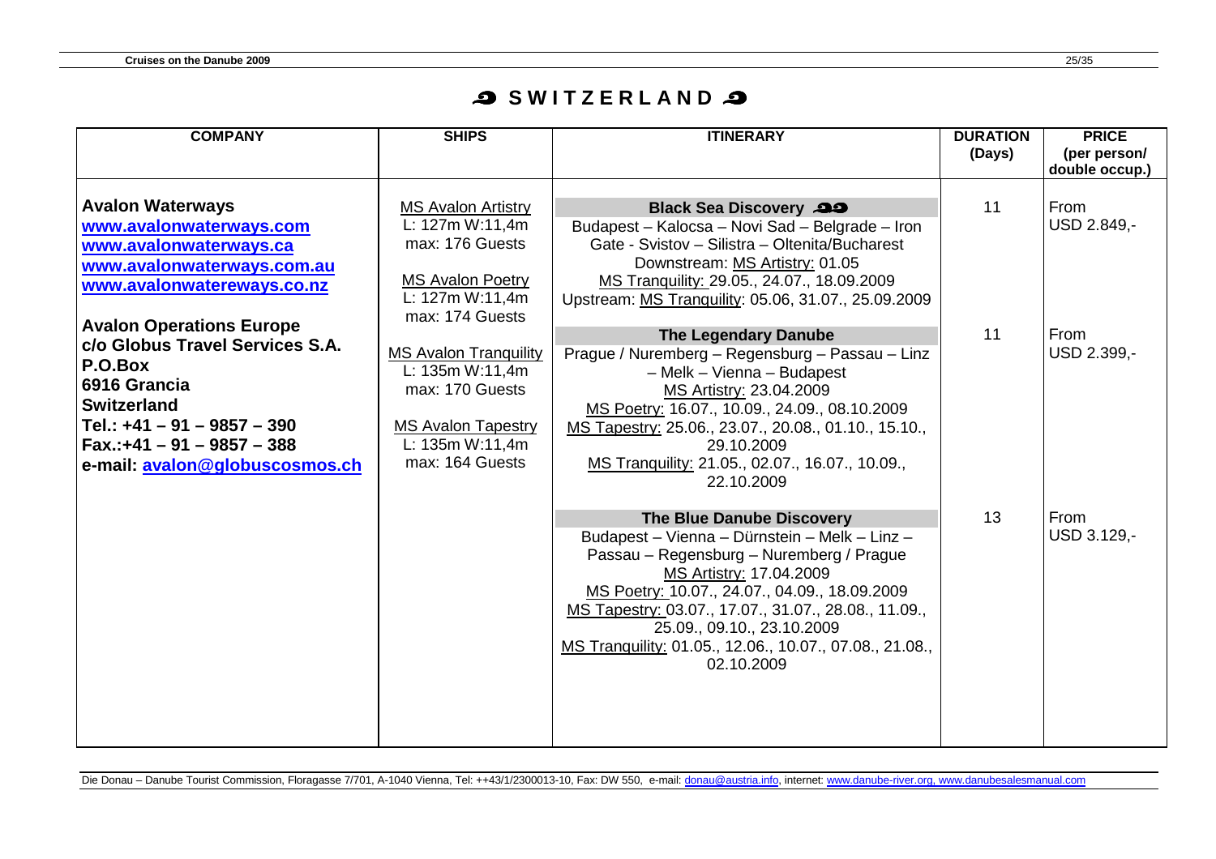# SWITZERLAND

| COMPANY | SHIPS | ITINERARY | DURATION (Days) | PRICE (per person/ double occup.) |
|---|---|---|---|---|
| **Avalon Waterways**<br>**www.avalonwaterways.com**<br>**www.avalonwaterways.ca**<br>**www.avalonwaterways.com.au**<br>**www.avalonwatereways.co.nz**<br><br>**Avalon Operations Europe**<br>**c/o Globus Travel Services S.A.**<br>**P.O.Box**<br>**6916 Grancia**<br>**Switzerland**<br>**Tel.: +41 – 91 – 9857 – 390**<br>**Fax.:+41 – 91 – 9857 – 388**<br>**e-mail: avalon@globuscosmos.ch** | MS Avalon Artistry<br>L: 127m W:11,4m<br>max: 176 Guests<br><br>MS Avalon Poetry<br>L: 127m W:11,4m<br>max: 174 Guests<br><br>MS Avalon Tranquility<br>L: 135m W:11,4m<br>max: 170 Guests<br><br>MS Avalon Tapestry<br>L: 135m W:11,4m<br>max: 164 Guests | **Black Sea Discovery**<br>Budapest – Kalocsa – Novi Sad – Belgrade – Iron Gate - Svistov – Silistra – Oltenita/Bucharest<br>Downstream: MS Artistry: 01.05<br>MS Tranquility: 29.05., 24.07., 18.09.2009<br>Upstream: MS Tranquility: 05.06, 31.07., 25.09.2009 | 11 | From USD 2.849,- |
| | | **The Legendary Danube**<br>Prague / Nuremberg – Regensburg – Passau – Linz – Melk – Vienna – Budapest<br>MS Artistry: 23.04.2009<br>MS Poetry: 16.07., 10.09., 24.09., 08.10.2009<br>MS Tapestry: 25.06., 23.07., 20.08., 01.10., 15.10., 29.10.2009<br>MS Tranquility: 21.05., 02.07., 16.07., 10.09., 22.10.2009 | 11 | From USD 2.399,- |
| | | **The Blue Danube Discovery**<br>Budapest – Vienna – Dürnstein – Melk – Linz – Passau – Regensburg – Nuremberg / Prague<br>MS Artistry: 17.04.2009<br>MS Poetry: 10.07., 24.07., 04.09., 18.09.2009<br>MS Tapestry: 03.07., 17.07., 31.07., 28.08., 11.09., 25.09., 09.10., 23.10.2009<br>MS Tranquility: 01.05., 12.06., 10.07., 07.08., 21.08., 02.10.2009 | 13 | From USD 3.129,- |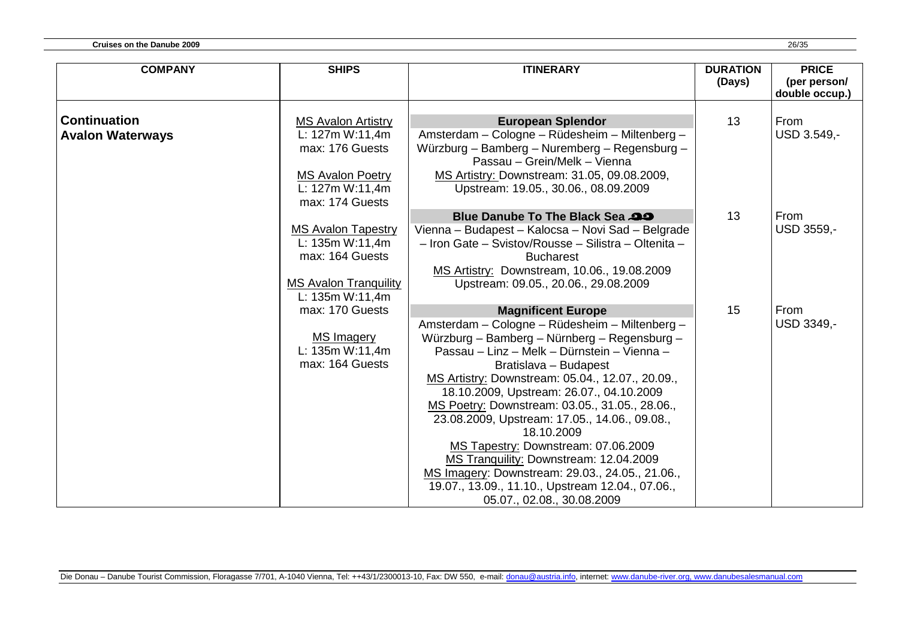| COMPANY | SHIPS | ITINERARY | DURATION (Days) | PRICE (per person/ double occup.) |
|---|---|---|---|---|
| **Continuation Avalon Waterways** | MS Avalon Artistry<br>L: 127m W:11,4m<br>max: 176 Guests<br><br>MS Avalon Poetry<br>L: 127m W:11,4m<br>max: 174 Guests<br><br>MS Avalon Tapestry<br>L: 135m W:11,4m<br>max: 164 Guests<br><br>MS Avalon Tranquility<br>L: 135m W:11,4m<br>max: 170 Guests<br><br>MS Imagery<br>L: 135m W:11,4m<br>max: 164 Guests | **European Splendor**<br>Amsterdam – Cologne – Rüdesheim – Miltenberg – Würzburg – Bamberg – Nuremberg – Regensburg – Passau – Grein/Melk – Vienna<br>MS Artistry: Downstream: 31.05, 09.08.2009, Upstream: 19.05., 30.06., 08.09.2009 | 13 | From USD 3.549,- |
| | | **Blue Danube To The Black Sea**<br>Vienna – Budapest – Kalocsa – Novi Sad – Belgrade – Iron Gate – Svistov/Rousse – Silistra – Oltenita – Bucharest<br>MS Artistry: Downstream, 10.06., 19.08.2009 Upstream: 09.05., 20.06., 29.08.2009 | 13 | From USD 3559,- |
| | | **Magnificent Europe**<br>Amsterdam – Cologne – Rüdesheim – Miltenberg – Würzburg – Bamberg – Nürnberg – Regensburg – Passau – Linz – Melk – Dürnstein – Vienna – Bratislava – Budapest<br>MS Artistry: Downstream: 05.04., 12.07., 20.09., 18.10.2009, Upstream: 26.07., 04.10.2009<br>MS Poetry: Downstream: 03.05., 31.05., 28.06., 23.08.2009, Upstream: 17.05., 14.06., 09.08., 18.10.2009<br>MS Tapestry: Downstream: 07.06.2009<br>MS Tranquility: Downstream: 12.04.2009<br>MS Imagery: Downstream: 29.03., 24.05., 21.06., 19.07., 13.09., 11.10., Upstream 12.04., 07.06., 05.07., 02.08., 30.08.2009 | 15 | From USD 3349,- |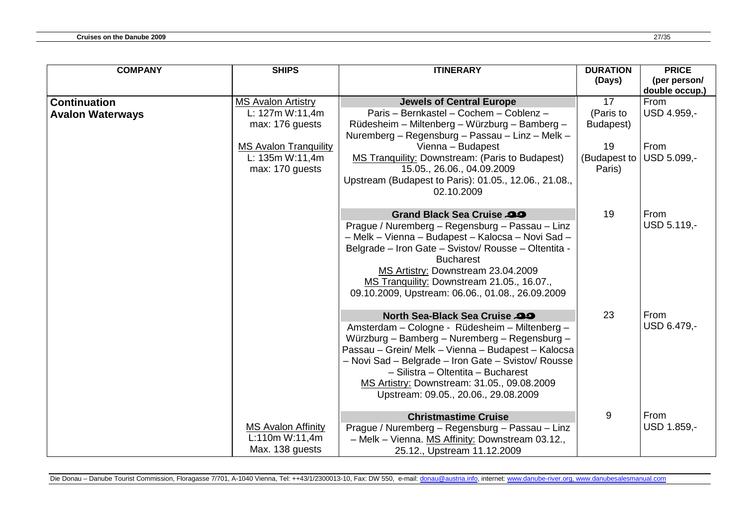| COMPANY | SHIPS | ITINERARY | DURATION (Days) | PRICE (per person/ double occup.) |
|---|---|---|---|---|
| **Continuation Avalon Waterways** | MS Avalon Artistry<br>L: 127m W:11,4m<br>max: 176 guests<br><br>MS Avalon Tranquility<br>L: 135m W:11,4m<br>max: 170 guests | **Jewels of Central Europe**<br>Paris – Bernkastel – Cochem – Coblenz – Rüdesheim – Miltenberg – Würzburg – Bamberg – Nuremberg – Regensburg – Passau – Linz – Melk – Vienna – Budapest<br>MS Tranquility: Downstream: (Paris to Budapest) 15.05., 26.06., 04.09.2009<br>Upstream (Budapest to Paris): 01.05., 12.06., 21.08., 02.10.2009 | 17 (Paris to Budapest)<br><br>19 (Budapest to Paris) | From USD 4.959,-<br><br>From USD 5.099,- |
| | | **Grand Black Sea Cruise**<br>Prague / Nuremberg – Regensburg – Passau – Linz – Melk – Vienna – Budapest – Kalocsa – Novi Sad – Belgrade – Iron Gate – Svistov/ Rousse – Oltentita - Bucharest<br>MS Artistry: Downstream 23.04.2009<br>MS Tranquility: Downstream 21.05., 16.07., 09.10.2009, Upstream: 06.06., 01.08., 26.09.2009 | 19 | From USD 5.119,- |
| | | **North Sea-Black Sea Cruise**<br>Amsterdam – Cologne - Rüdesheim – Miltenberg – Würzburg – Bamberg – Nuremberg – Regensburg – Passau – Grein/ Melk – Vienna – Budapest – Kalocsa – Novi Sad – Belgrade – Iron Gate – Svistov/ Rousse – Silistra – Oltentita – Bucharest<br>MS Artistry: Downstream: 31.05., 09.08.2009<br>Upstream: 09.05., 20.06., 29.08.2009 | 23 | From USD 6.479,- |
| | MS Avalon Affinity<br>L:110m W:11,4m<br>Max. 138 guests | **Christmastime Cruise**<br>Prague / Nuremberg – Regensburg – Passau – Linz – Melk – Vienna. MS Affinity: Downstream 03.12., 25.12., Upstream 11.12.2009 | 9 | From USD 1.859,- |

Die Donau – Danube Tourist Commission, Floragasse 7/701, A-1040 Vienna, Tel: ++43/1/2300013-10, Fax: DW 550, e-mail: donau@austria.info, internet: www.danube-river.org, www.danubesalesmanual.com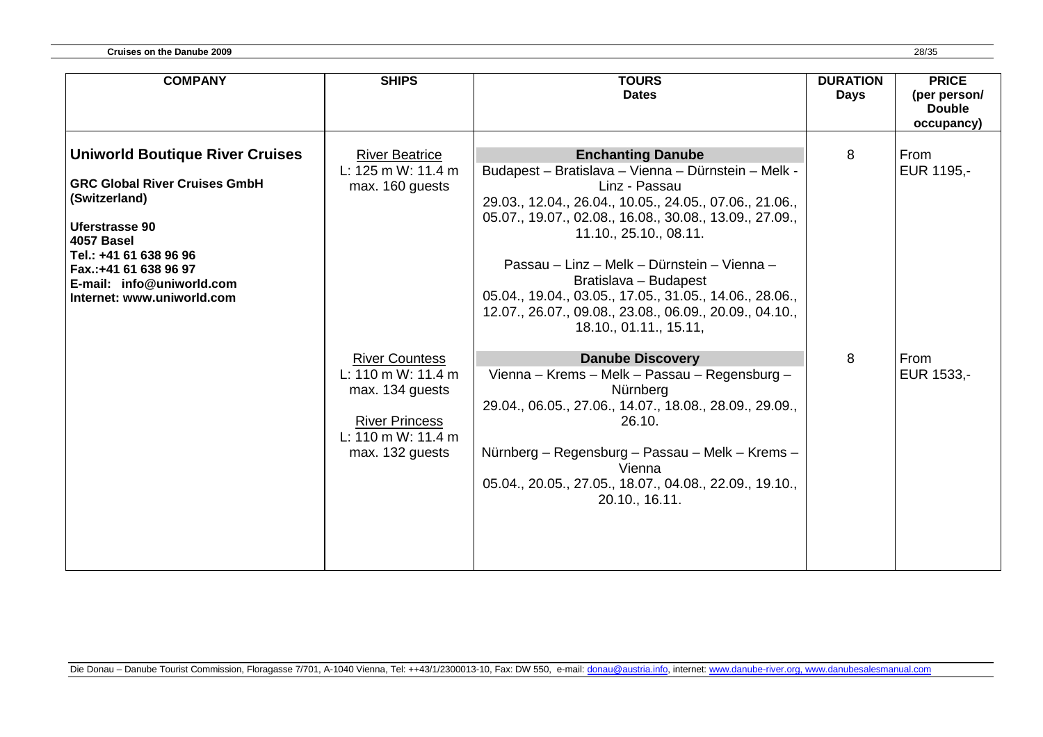| COMPANY | SHIPS | TOURS<br>Dates | DURATION<br>Days | PRICE<br>(per person/<br>Double<br>occupancy) |
|---|---|---|---|---|
| **Uniworld Boutique River Cruises**<br><br>**GRC Global River Cruises GmbH (Switzerland)**<br><br>**Uferstrasse 90**<br>**4057 Basel**<br>**Tel.: +41 61 638 96 96**<br>**Fax.:+41 61 638 96 97**<br>**E-mail: info@uniworld.com**<br>**Internet: www.uniworld.com** | River Beatrice<br>L: 125 m W: 11.4 m<br>max. 160 guests | **Enchanting Danube**<br>Budapest – Bratislava – Vienna – Dürnstein – Melk - Linz - Passau<br>29.03., 12.04., 26.04., 10.05., 24.05., 07.06., 21.06., 05.07., 19.07., 02.08., 16.08., 30.08., 13.09., 27.09., 11.10., 25.10., 08.11.<br><br>Passau – Linz – Melk – Dürnstein – Vienna – Bratislava – Budapest<br>05.04., 19.04., 03.05., 17.05., 31.05., 14.06., 28.06., 12.07., 26.07., 09.08., 23.08., 06.09., 20.09., 04.10., 18.10., 01.11., 15.11, | 8 | From EUR 1195,- |
| | River Countess<br>L: 110 m W: 11.4 m<br>max. 134 guests<br><br>River Princess<br>L: 110 m W: 11.4 m<br>max. 132 guests | **Danube Discovery**<br>Vienna – Krems – Melk – Passau – Regensburg – Nürnberg<br>29.04., 06.05., 27.06., 14.07., 18.08., 28.09., 29.09., 26.10.<br><br>Nürnberg – Regensburg – Passau – Melk – Krems – Vienna<br>05.04., 20.05., 27.05., 18.07., 04.08., 22.09., 19.10., 20.10., 16.11. | 8 | From EUR 1533,- |

Die Donau – Danube Tourist Commission, Floragasse 7/701, A-1040 Vienna, Tel: ++43/1/2300013-10, Fax: DW 550, e-mail: donau@austria.info, internet: www.danube-river.org, www.danubesalesmanual.com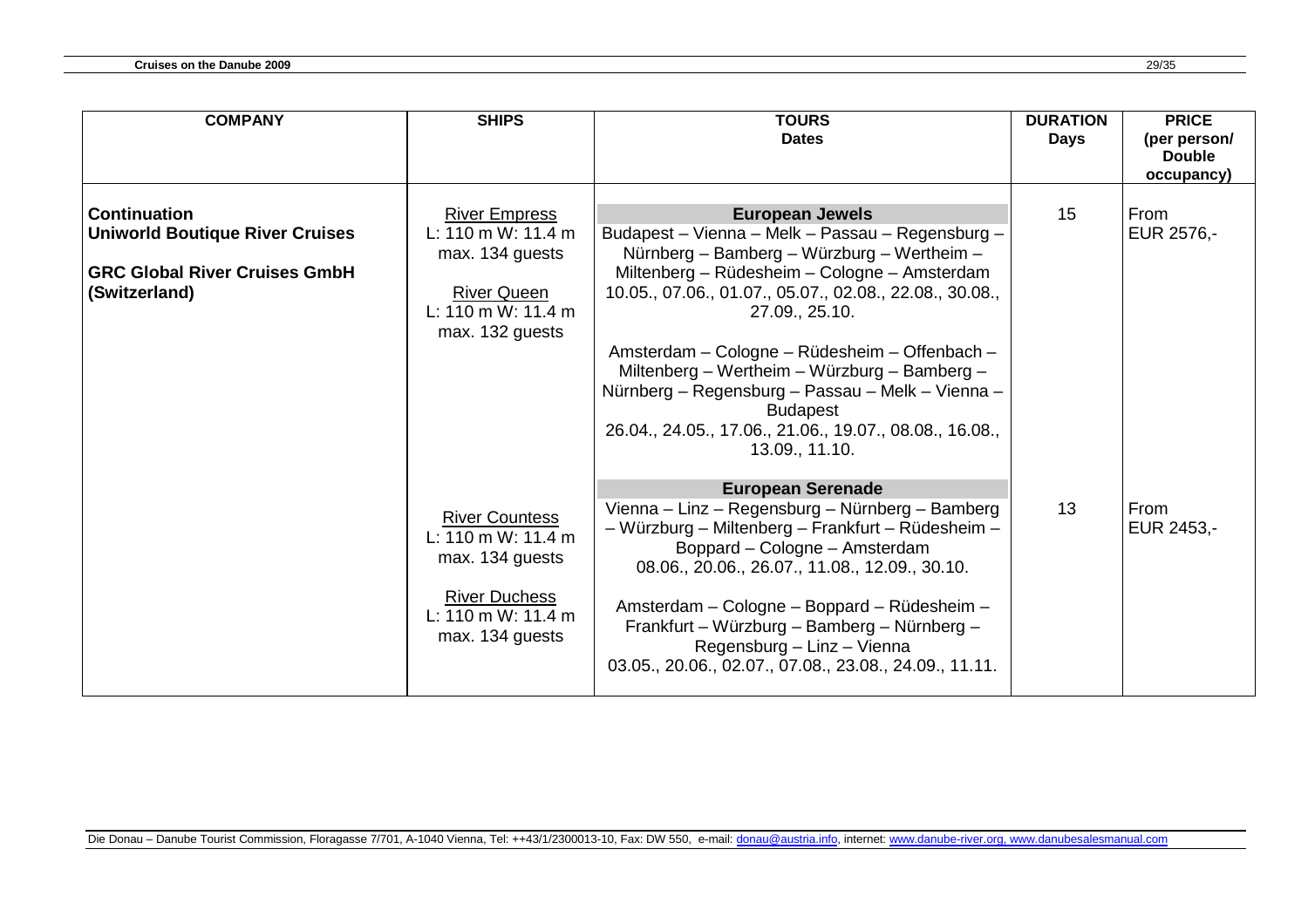| COMPANY | SHIPS | TOURS<br>Dates | DURATION<br>Days | PRICE<br>(per person/<br>Double<br>occupancy) |
|---|---|---|---|---|
| **Continuation**<br>**Uniworld Boutique River Cruises**<br><br>**GRC Global River Cruises GmbH (Switzerland)** | River Empress<br>L: 110 m W: 11.4 m<br>max. 134 guests<br><br>River Queen<br>L: 110 m W: 11.4 m<br>max. 132 guests | **European Jewels**<br>Budapest – Vienna – Melk – Passau – Regensburg – Nürnberg – Bamberg – Würzburg – Wertheim – Miltenberg – Rüdesheim – Cologne – Amsterdam<br>10.05., 07.06., 01.07., 05.07., 02.08., 22.08., 30.08., 27.09., 25.10.<br><br>Amsterdam – Cologne – Rüdesheim – Offenbach – Miltenberg – Wertheim – Würzburg – Bamberg – Nürnberg – Regensburg – Passau – Melk – Vienna – Budapest<br>26.04., 24.05., 17.06., 21.06., 19.07., 08.08., 16.08., 13.09., 11.10. | 15 | From<br>EUR 2576,- |
| | River Countess<br>L: 110 m W: 11.4 m<br>max. 134 guests<br><br>River Duchess<br>L: 110 m W: 11.4 m<br>max. 134 guests | **European Serenade**<br>Vienna – Linz – Regensburg – Nürnberg – Bamberg – Würzburg – Miltenberg – Frankfurt – Rüdesheim – Boppard – Cologne – Amsterdam<br>08.06., 20.06., 26.07., 11.08., 12.09., 30.10.<br><br>Amsterdam – Cologne – Boppard – Rüdesheim – Frankfurt – Würzburg – Bamberg – Nürnberg – Regensburg – Linz – Vienna<br>03.05., 20.06., 02.07., 07.08., 23.08., 24.09., 11.11. | 13 | From<br>EUR 2453,- |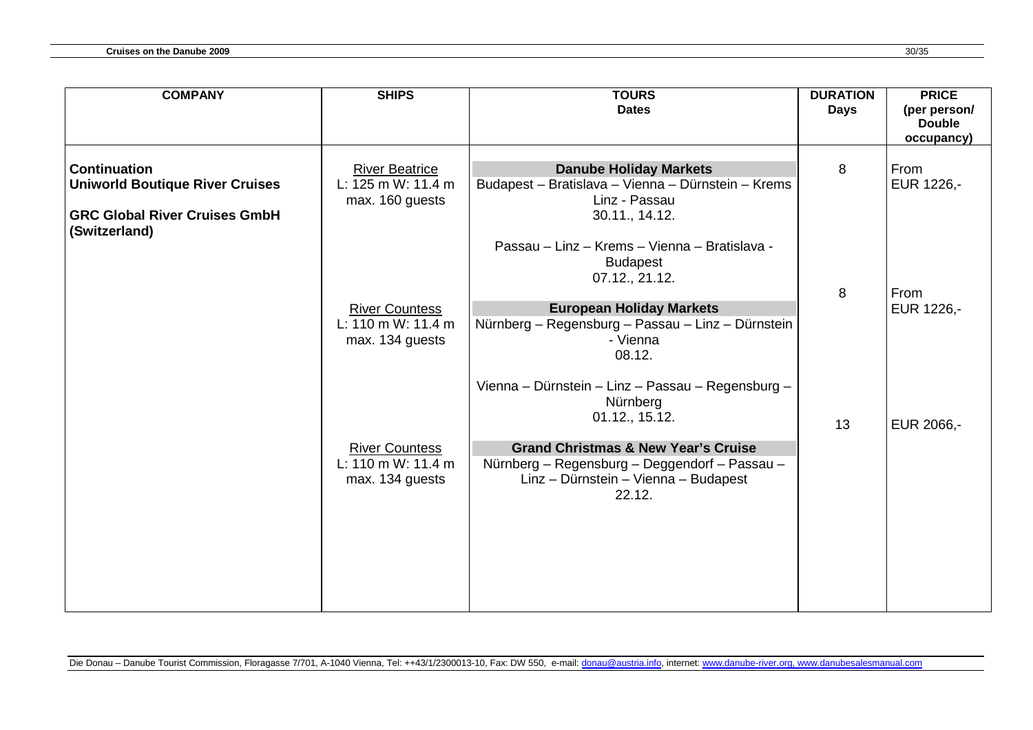| COMPANY | SHIPS | TOURS<br>Dates | DURATION<br>Days | PRICE<br>(per person/<br>Double<br>occupancy) |
|---|---|---|---|---|
| **Continuation**<br>**Uniworld Boutique River Cruises**<br><br>**GRC Global River Cruises GmbH (Switzerland)** | River Beatrice<br>L: 125 m W: 11.4 m<br>max. 160 guests | **Danube Holiday Markets**<br>Budapest – Bratislava – Vienna – Dürnstein – Krems<br>Linz - Passau<br>30.11., 14.12.<br><br>Passau – Linz – Krems – Vienna – Bratislava - Budapest<br>07.12., 21.12. | 8 | From<br>EUR 1226,- |
| | River Countess<br>L: 110 m W: 11.4 m<br>max. 134 guests | **European Holiday Markets**<br>Nürnberg – Regensburg – Passau – Linz – Dürnstein - Vienna<br>08.12.<br><br>Vienna – Dürnstein – Linz – Passau – Regensburg – Nürnberg<br>01.12., 15.12. | 8 | From<br>EUR 1226,- |
| | River Countess<br>L: 110 m W: 11.4 m<br>max. 134 guests | **Grand Christmas & New Year's Cruise**<br>Nürnberg – Regensburg – Deggendorf – Passau – Linz – Dürnstein – Vienna – Budapest<br>22.12. | 13 | EUR 2066,- |

Die Donau – Danube Tourist Commission, Floragasse 7/701, A-1040 Vienna, Tel: ++43/1/2300013-10, Fax: DW 550, e-mail: donau@austria.info, internet: www.danube-river.org, www.danubesalesmanual.com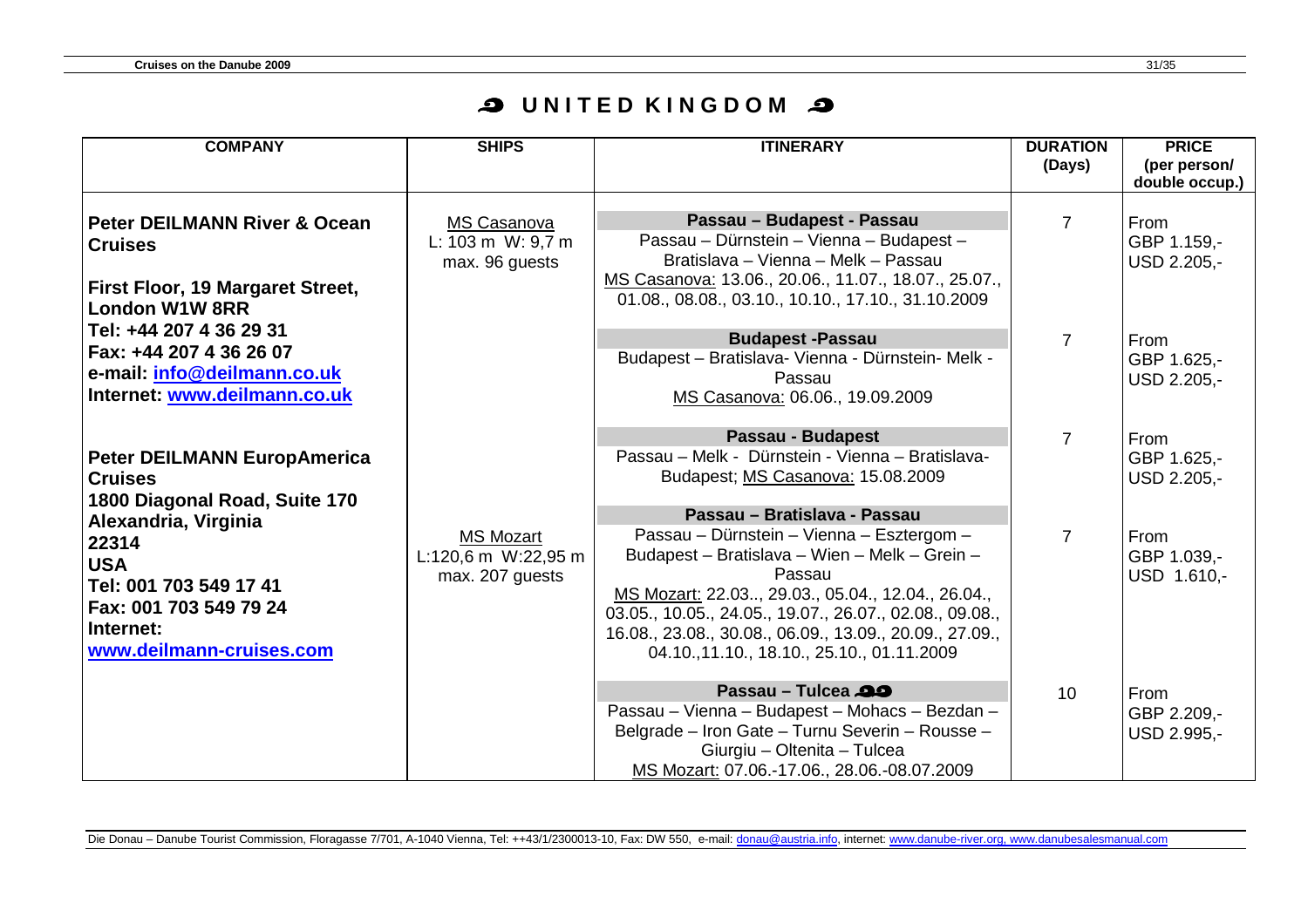# UNITED KINGDOM

| COMPANY | SHIPS | ITINERARY | DURATION (Days) | PRICE (per person/ double occup.) |
|---|---|---|---|---|
| **Peter DEILMANN River & Ocean Cruises**<br><br>**First Floor, 19 Margaret Street, London W1W 8RR**<br>**Tel: +44 207 4 36 29 31**<br>**Fax: +44 207 4 36 26 07**<br>**e-mail: info@deilmann.co.uk**<br>**Internet: www.deilmann.co.uk** | MS Casanova<br>L: 103 m W: 9,7 m<br>max. 96 guests | **Passau – Budapest - Passau**<br>Passau – Dürnstein – Vienna – Budapest – Bratislava – Vienna – Melk – Passau<br>MS Casanova: 13.06., 20.06., 11.07., 18.07., 25.07., 01.08., 08.08., 03.10., 10.10., 17.10., 31.10.2009 | 7 | From<br>GBP 1.159,-<br>USD 2.205,- |
| | | **Budapest -Passau**<br>Budapest – Bratislava- Vienna - Dürnstein- Melk - Passau<br>MS Casanova: 06.06., 19.09.2009 | 7 | From<br>GBP 1.625,-<br>USD 2.205,- |
| **Peter DEILMANN EuropAmerica Cruises**<br>**1800 Diagonal Road, Suite 170**<br>**Alexandria, Virginia**<br>**22314**<br>**USA**<br>**Tel: 001 703 549 17 41**<br>**Fax: 001 703 549 79 24**<br>**Internet:**<br>**www.deilmann-cruises.com** | | **Passau - Budapest**<br>Passau – Melk - Dürnstein - Vienna – Bratislava- Budapest; MS Casanova: 15.08.2009 | 7 | From<br>GBP 1.625,-<br>USD 2.205,- |
| | MS Mozart<br>L:120,6 m W:22,95 m<br>max. 207 guests | **Passau – Bratislava - Passau**<br>Passau – Dürnstein – Vienna – Esztergom – Budapest – Bratislava – Wien – Melk – Grein – Passau<br>MS Mozart: 22.03.., 29.03., 05.04., 12.04., 26.04., 03.05., 10.05., 24.05., 19.07., 26.07., 02.08., 09.08., 16.08., 23.08., 30.08., 06.09., 13.09., 20.09., 27.09., 04.10.,11.10., 18.10., 25.10., 01.11.2009 | 7 | From<br>GBP 1.039,-<br>USD 1.610,- |
| | | **Passau – Tulcea**<br>Passau – Vienna – Budapest – Bezdan – Belgrade – Iron Gate – Turnu Severin – Rousse – Giurgiu – Oltenita – Tulcea<br>MS Mozart: 07.06.-17.06., 28.06.-08.07.2009 | 10 | From<br>GBP 2.209,-<br>USD 2.995,- |

Die Donau – Danube Tourist Commission, Floragasse 7/701, A-1040 Vienna, Tel: ++43/1/2300013-10, Fax: DW 550, e-mail: donau@austria.info, internet: www.danube-river.org, www.danubesalesmanual.com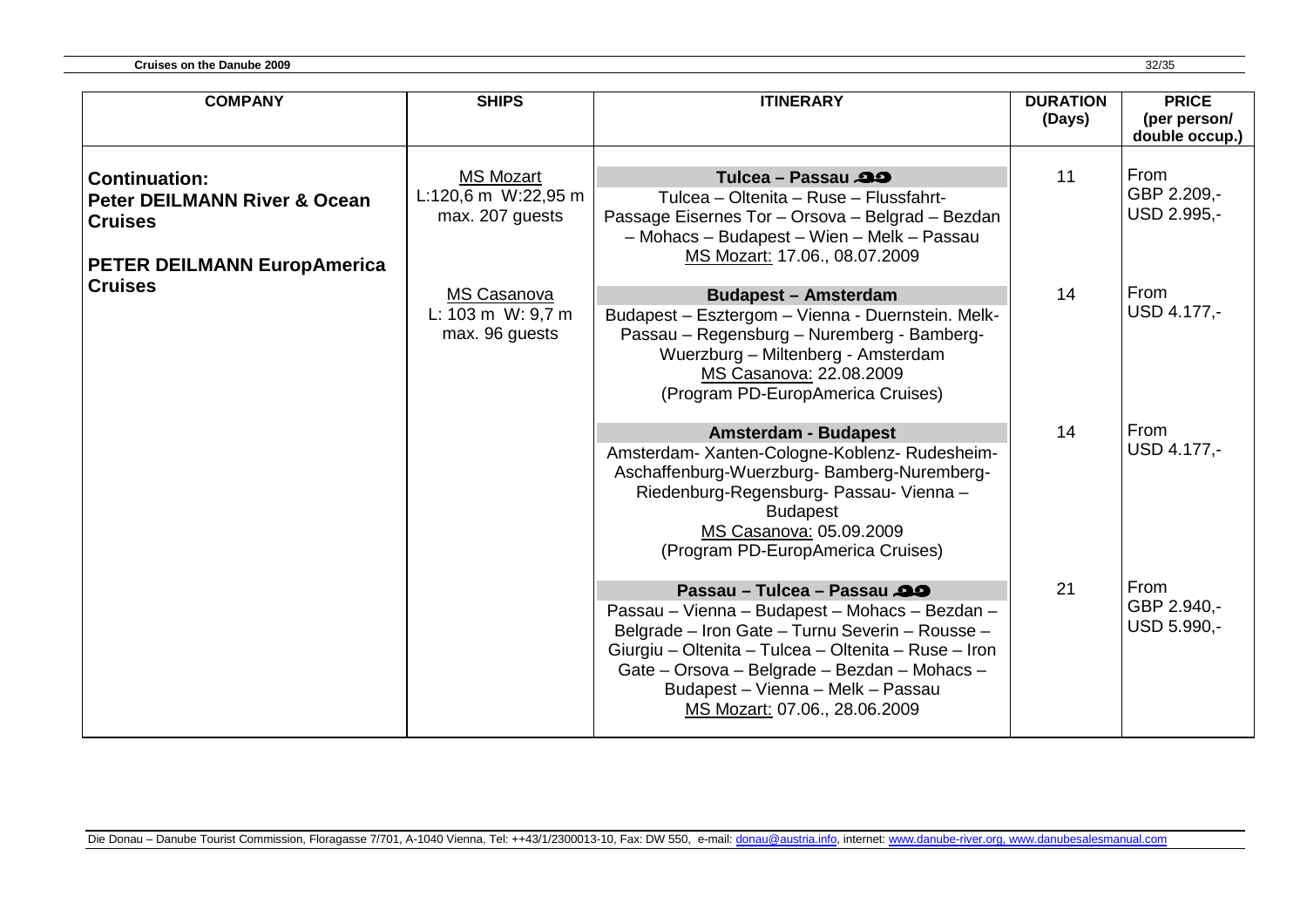| COMPANY | SHIPS | ITINERARY | DURATION (Days) | PRICE (per person/ double occup.) |
|---|---|---|---|---|
| **Continuation: Peter DEILMANN River & Ocean Cruises** **PETER DEILMANN EuropAmerica Cruises** | MS Mozart L:120,6 m W:22,95 m max. 207 guests | **Tulcea – Passau** Tulcea – Oltenita – Ruse – Flussfahrt-Passage Eisernes Tor – Orsova – Belgrad – Bezdan – Mohacs – Budapest – Wien – Melk – Passau MS Mozart: 17.06., 08.07.2009 | 11 | From GBP 2.209,- USD 2.995,- |
| | MS Casanova L: 103 m W: 9,7 m max. 96 guests | **Budapest – Amsterdam** Budapest – Esztergom – Vienna - Duernstein. Melk-Passau – Regensburg – Nuremberg - Bamberg-Wuerzburg – Miltenberg - Amsterdam MS Casanova: 22.08.2009 (Program PD-EuropAmerica Cruises) | 14 | From USD 4.177,- |
| | | **Amsterdam - Budapest** Amsterdam- Xanten-Cologne-Koblenz- Rudesheim-Aschaffenburg-Wuerzburg- Bamberg-Nuremberg-Riedenburg-Regensburg- Passau- Vienna – Budapest MS Casanova: 05.09.2009 (Program PD-EuropAmerica Cruises) | 14 | From USD 4.177,- |
| | | **Passau – Tulcea – Passau** Passau – Vienna – Budapest – Mohacs – Bezdan – Belgrade – Iron Gate – Turnu Severin – Rousse – Giurgiu – Oltenita – Tulcea – Oltenita – Ruse – Iron Gate – Orsova – Belgrade – Bezdan – Mohacs – Budapest – Vienna – Melk – Passau MS Mozart: 07.06., 28.06.2009 | 21 | From GBP 2.940,- USD 5.990,- |

Die Donau – Danube Tourist Commission, Floragasse 7/701, A-1040 Vienna, Tel: ++43/1/2300013-10, Fax: DW 550, e-mail: donau@austria.info, internet: www.danube-river.org, www.danubesalesmanual.com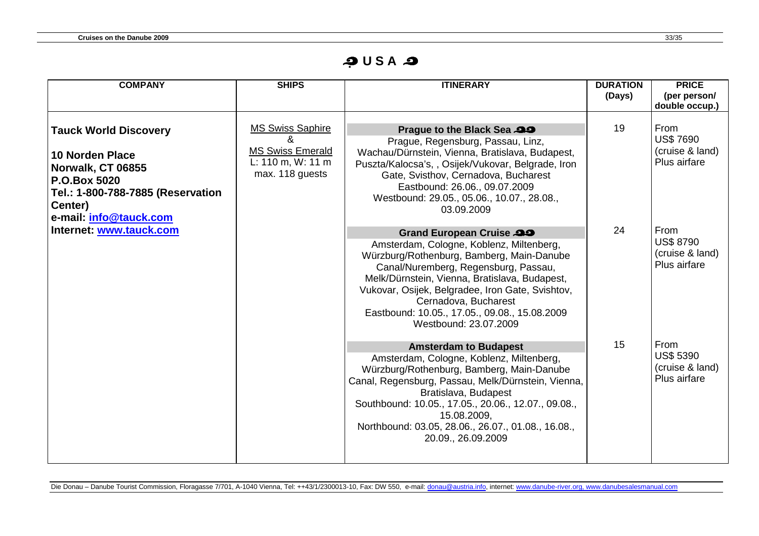# USA

| COMPANY | SHIPS | ITINERARY | DURATION (Days) | PRICE (per person/ double occup.) |
|---|---|---|---|---|
| **Tauck World Discovery**<br>**10 Norden Place**<br>**Norwalk, CT 06855**<br>**P.O.Box 5020**<br>**Tel.: 1-800-788-7885 (Reservation Center)**<br>**e-mail: info@tauck.com**<br>**Internet: www.tauck.com** | MS Swiss Saphire<br>&<br>MS Swiss Emerald<br>L: 110 m, W: 11 m<br>max. 118 guests | **Prague to the Black Sea**<br>Prague, Regensburg, Passau, Linz, Wachau/Dürnstein, Vienna, Bratislava, Budapest, Puszta/Kalocsa's, , Osijek/Vukovar, Belgrade, Iron Gate, Svisthov, Cernadova, Bucharest<br>Eastbound: 26.06., 09.07.2009<br>Westbound: 29.05., 05.06., 10.07., 28.08., 03.09.2009 | 19 | From US$ 7690 (cruise & land) Plus airfare |
| | | **Grand European Cruise**<br>Amsterdam, Cologne, Koblenz, Miltenberg, Würzburg/Rothenburg, Bamberg, Main-Danube Canal/Nuremberg, Regensburg, Passau, Melk/Dürnstein, Vienna, Bratislava, Budapest, Vukovar, Osijek, Belgradee, Iron Gate, Svishtov, Cernadova, Bucharest<br>Eastbound: 10.05., 17.05., 09.08., 15.08.2009<br>Westbound: 23.07.2009 | 24 | From US$ 8790 (cruise & land) Plus airfare |
| | | **Amsterdam to Budapest**<br>Amsterdam, Cologne, Koblenz, Miltenberg, Würzburg/Rothenburg, Bamberg, Main-Danube Canal, Regensburg, Passau, Melk/Dürnstein, Vienna, Bratislava, Budapest<br>Southbound: 10.05., 17.05., 20.06., 12.07., 09.08., 15.08.2009,<br>Northbound: 03.05, 28.06., 26.07., 01.08., 16.08., 20.09., 26.09.2009 | 15 | From US$ 5390 (cruise & land) Plus airfare |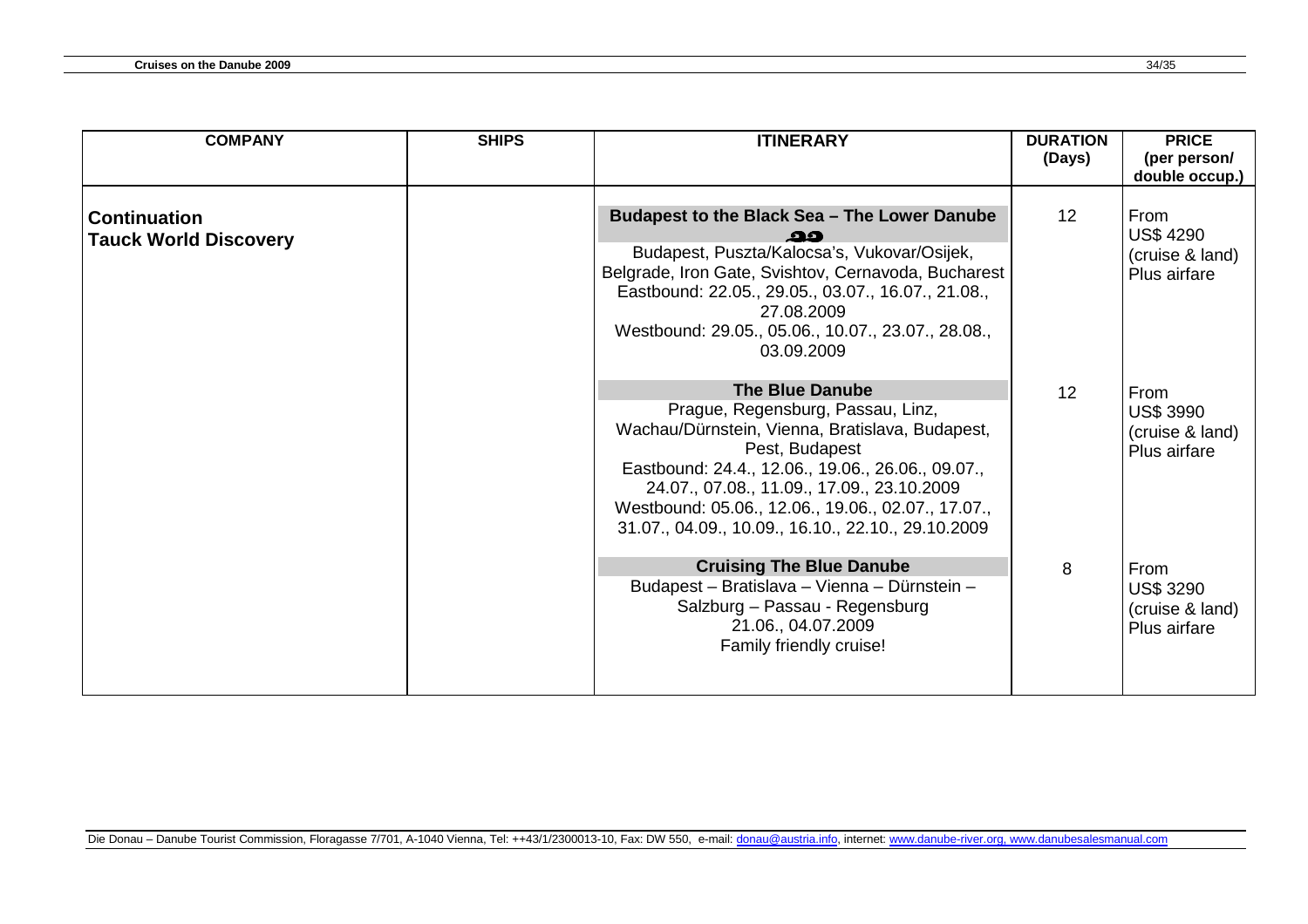| COMPANY | SHIPS | ITINERARY | DURATION (Days) | PRICE (per person/ double occup.) |
|---|---|---|---|---|
| **Continuation Tauck World Discovery** | | **Budapest to the Black Sea – The Lower Danube** Budapest, Puszta/Kalocsa's, Vukovar/Osijek, Belgrade, Iron Gate, Svishtov, Cernavoda, Bucharest Eastbound: 22.05., 29.05., 03.07., 16.07., 21.08., 27.08.2009 Westbound: 29.05., 05.06., 10.07., 23.07., 28.08., 03.09.2009 | 12 | From US$ 4290 (cruise & land) Plus airfare |
| | | **The Blue Danube** Prague, Regensburg, Passau, Linz, Wachau/Dürnstein, Vienna, Bratislava, Budapest, Pest, Budapest Eastbound: 24.4., 12.06., 19.06., 26.06., 09.07., 24.07., 07.08., 11.09., 17.09., 23.10.2009 Westbound: 05.06., 12.06., 19.06., 02.07., 17.07., 31.07., 04.09., 10.09., 16.10., 22.10., 29.10.2009 | 12 | From US$ 3990 (cruise & land) Plus airfare |
| | | **Cruising The Blue Danube** Budapest – Bratislava – Vienna – Dürnstein – Salzburg – Passau - Regensburg 21.06., 04.07.2009 Family friendly cruise! | 8 | From US$ 3290 (cruise & land) Plus airfare |

Die Donau – Danube Tourist Commission, Floragasse 7/701, A-1040 Vienna, Tel: ++43/1/2300013-10, Fax: DW 550, e-mail: donau@austria.info, internet: www.danube-river.org, www.danubesalesmanual.com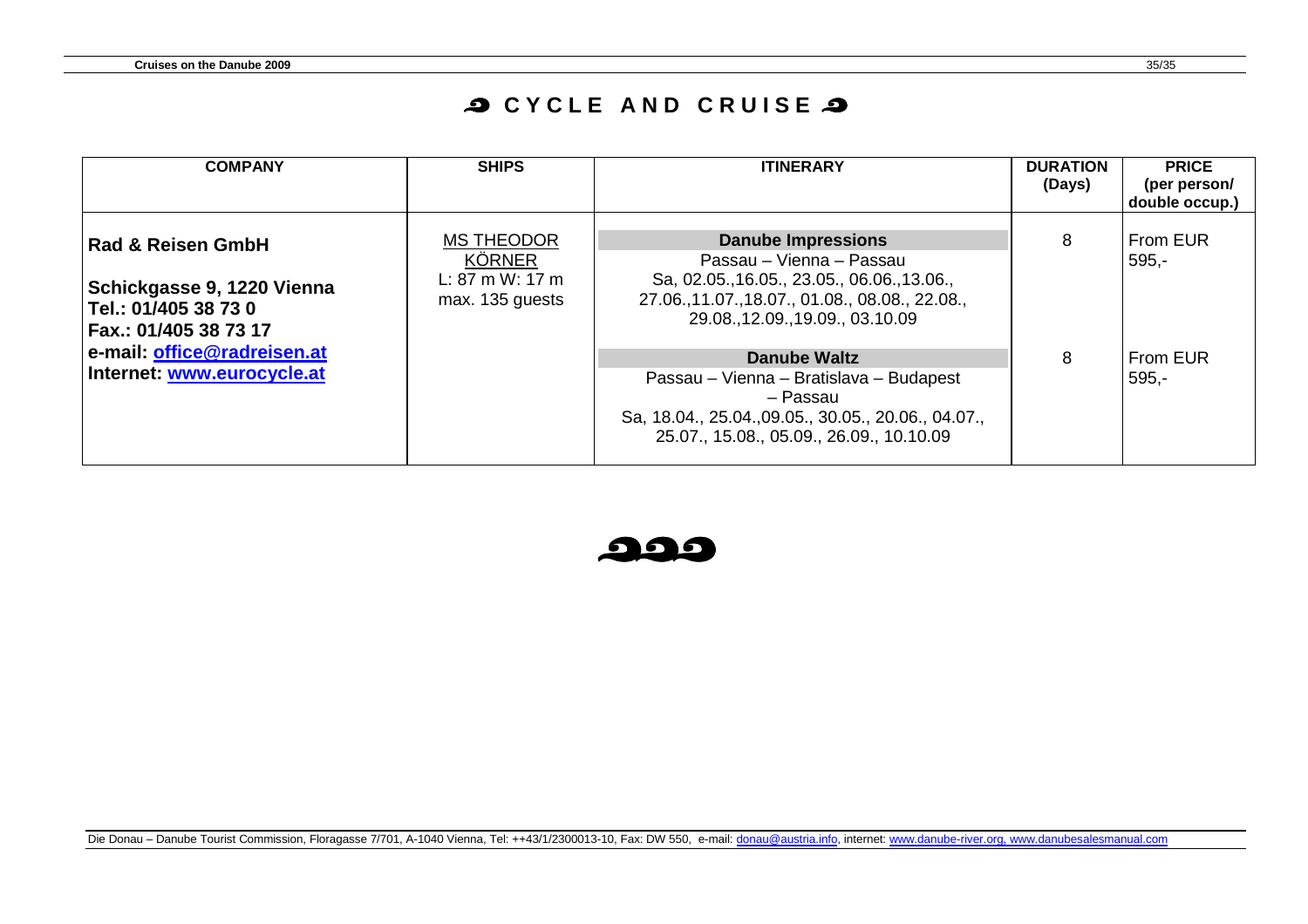# CYCLE AND CRUISE

| COMPANY | SHIPS | ITINERARY | DURATION (Days) | PRICE (per person/ double occup.) |
|---|---|---|---|---|
| **Rad & Reisen GmbH**<br><br>**Schickgasse 9, 1220 Vienna**<br>**Tel.: 01/405 38 73 0**<br>**Fax.: 01/405 38 73 17**<br>**e-mail: office@radreisen.at**<br>**Internet: www.eurocycle.at** | MS THEODOR KÖRNER<br>L: 87 m W: 17 m<br>max. 135 guests | **Danube Impressions**<br>Passau – Vienna – Passau<br>Sa, 02.05.,16.05., 23.05., 06.06.,13.06., 27.06.,11.07.,18.07., 01.08., 08.08., 22.08., 29.08.,12.09.,19.09., 03.10.09 | 8 | From EUR 595,- |
| | | **Danube Waltz**<br>Passau – Vienna – Bratislava – Budapest – Passau<br>Sa, 18.04., 25.04.,09.05., 30.05., 20.06., 04.07., 25.07., 15.08., 05.09., 26.09., 10.10.09 | 8 | From EUR 595,- |